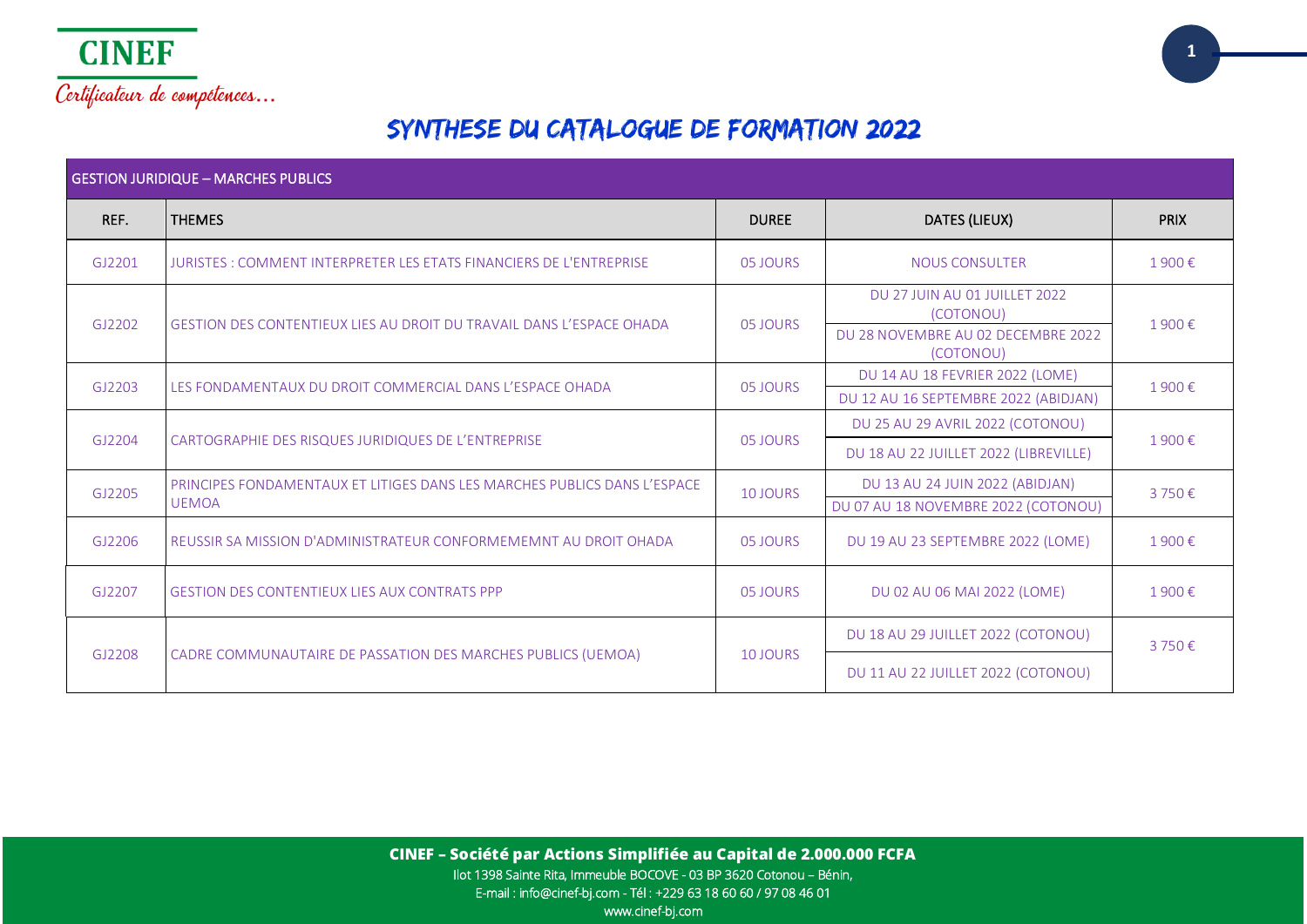CINEF

*Certificateur de compétences...*

# SYNTHESE DU CATALOGUE DE FORMATION 2022

| GESTION JURIDIQUE – MARCHES PUBLICS | | | | |
|---|---|---|---|---|
| REF. | THEMES | DUREE | DATES (LIEUX) | PRIX |
| GJ2201 | JURISTES : COMMENT INTERPRETER LES ETATS FINANCIERS DE L'ENTREPRISE | 05 JOURS | NOUS CONSULTER | 1 900 € |
| GJ2202 | GESTION DES CONTENTIEUX LIES AU DROIT DU TRAVAIL DANS L'ESPACE OHADA | 05 JOURS | DU 27 JUIN AU 01 JUILLET 2022 (COTONOU)<br>DU 28 NOVEMBRE AU 02 DECEMBRE 2022 (COTONOU) | 1 900 € |
| GJ2203 | LES FONDAMENTAUX DU DROIT COMMERCIAL DANS L'ESPACE OHADA | 05 JOURS | DU 14 AU 18 FEVRIER 2022 (LOME)<br>DU 12 AU 16 SEPTEMBRE 2022 (ABIDJAN) | 1 900 € |
| GJ2204 | CARTOGRAPHIE DES RISQUES JURIDIQUES DE L'ENTREPRISE | 05 JOURS | DU 25 AU 29 AVRIL 2022 (COTONOU)<br>DU 18 AU 22 JUILLET 2022 (LIBREVILLE) | 1 900 € |
| GJ2205 | PRINCIPES FONDAMENTAUX ET LITIGES DANS LES MARCHES PUBLICS DANS L'ESPACE UEMOA | 10 JOURS | DU 13 AU 24 JUIN 2022 (ABIDJAN)<br>DU 07 AU 18 NOVEMBRE 2022 (COTONOU) | 3 750 € |
| GJ2206 | REUSSIR SA MISSION D'ADMINISTRATEUR CONFORMEMEMNT AU DROIT OHADA | 05 JOURS | DU 19 AU 23 SEPTEMBRE 2022 (LOME) | 1 900 € |
| GJ2207 | GESTION DES CONTENTIEUX LIES AUX CONTRATS PPP | 05 JOURS | DU 02 AU 06 MAI 2022 (LOME) | 1 900 € |
| GJ2208 | CADRE COMMUNAUTAIRE DE PASSATION DES MARCHES PUBLICS (UEMOA) | 10 JOURS | DU 18 AU 29 JUILLET 2022 (COTONOU)<br>DU 11 AU 22 JUILLET 2022 (COTONOU) | 3 750 € |

**CINEF – Société par Actions Simplifiée au Capital de 2.000.000 FCFA**

Ilot 1398 Sainte Rita, Immeuble BOCOVE - 03 BP 3620 Cotonou – Bénin,

E-mail : info@cinef-bj.com - Tél : +229 63 18 60 60 / 97 08 46 01

www.cinef-bj.com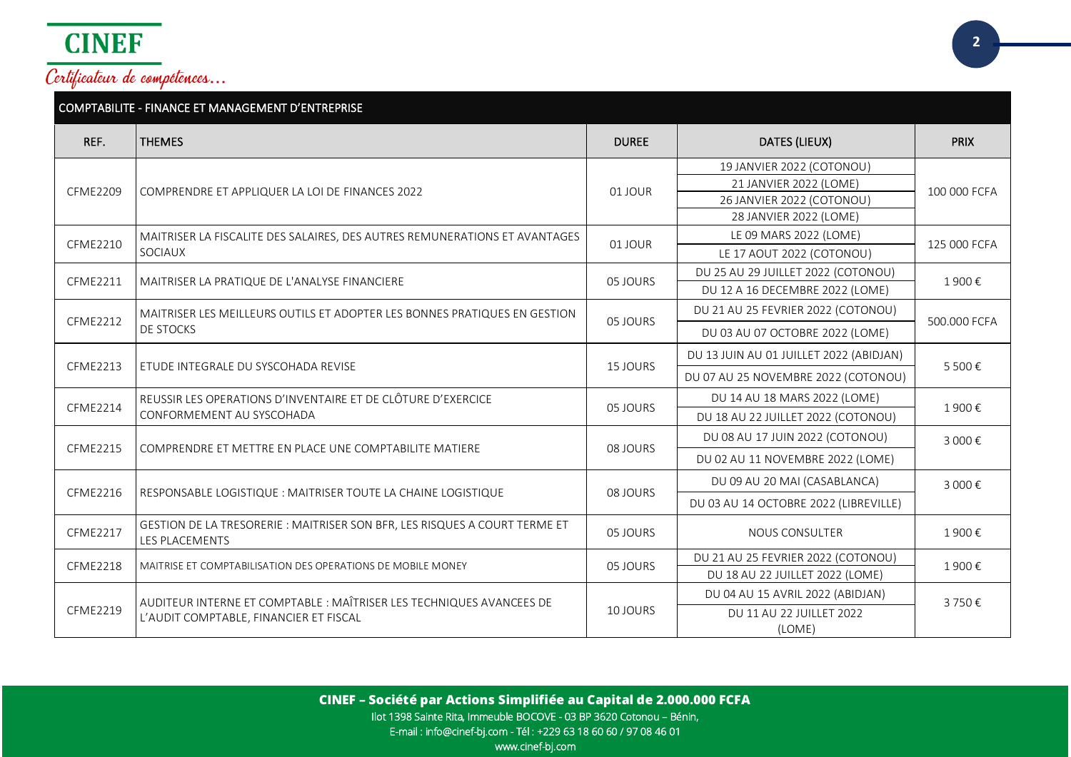CINEF

*Certificateur de compétences...*

## COMPTABILITE - FINANCE ET MANAGEMENT D'ENTREPRISE

| REF. | THEMES | DUREE | DATES (LIEUX) | PRIX |
|---|---|---|---|---|
| CFME2209 | COMPRENDRE ET APPLIQUER LA LOI DE FINANCES 2022 | 01 JOUR | 19 JANVIER 2022 (COTONOU)<br>21 JANVIER 2022 (LOME)<br>26 JANVIER 2022 (COTONOU)<br>28 JANVIER 2022 (LOME) | 100 000 FCFA |
| CFME2210 | MAITRISER LA FISCALITE DES SALAIRES, DES AUTRES REMUNERATIONS ET AVANTAGES SOCIAUX | 01 JOUR | LE 09 MARS 2022 (LOME)<br>LE 17 AOUT 2022 (COTONOU) | 125 000 FCFA |
| CFME2211 | MAITRISER LA PRATIQUE DE L'ANALYSE FINANCIERE | 05 JOURS | DU 25 AU 29 JUILLET 2022 (COTONOU)<br>DU 12 A 16 DECEMBRE 2022 (LOME) | 1 900 € |
| CFME2212 | MAITRISER LES MEILLEURS OUTILS ET ADOPTER LES BONNES PRATIQUES EN GESTION DE STOCKS | 05 JOURS | DU 21 AU 25 FEVRIER 2022 (COTONOU)<br>DU 03 AU 07 OCTOBRE 2022 (LOME) | 500.000 FCFA |
| CFME2213 | ETUDE INTEGRALE DU SYSCOHADA REVISE | 15 JOURS | DU 13 JUIN AU 01 JUILLET 2022 (ABIDJAN)<br>DU 07 AU 25 NOVEMBRE 2022 (COTONOU) | 5 500 € |
| CFME2214 | REUSSIR LES OPERATIONS D'INVENTAIRE ET DE CLÔTURE D'EXERCICE CONFORMEMENT AU SYSCOHADA | 05 JOURS | DU 14 AU 18 MARS 2022 (LOME)<br>DU 18 AU 22 JUILLET 2022 (COTONOU) | 1 900 € |
| CFME2215 | COMPRENDRE ET METTRE EN PLACE UNE COMPTABILITE MATIERE | 08 JOURS | DU 08 AU 17 JUIN 2022 (COTONOU)<br>DU 02 AU 11 NOVEMBRE 2022 (LOME) | 3 000 € |
| CFME2216 | RESPONSABLE LOGISTIQUE : MAITRISER TOUTE LA CHAINE LOGISTIQUE | 08 JOURS | DU 09 AU 20 MAI (CASABLANCA)<br>DU 03 AU 14 OCTOBRE 2022 (LIBREVILLE) | 3 000 € |
| CFME2217 | GESTION DE LA TRESORERIE : MAITRISER SON BFR, LES RISQUES A COURT TERME ET LES PLACEMENTS | 05 JOURS | NOUS CONSULTER | 1 900 € |
| CFME2218 | MAITRISE ET COMPTABILISATION DES OPERATIONS DE MOBILE MONEY | 05 JOURS | DU 21 AU 25 FEVRIER 2022 (COTONOU)<br>DU 18 AU 22 JUILLET 2022 (LOME) | 1 900 € |
| CFME2219 | AUDITEUR INTERNE ET COMPTABLE : MAÎTRISER LES TECHNIQUES AVANCEES DE L'AUDIT COMPTABLE, FINANCIER ET FISCAL | 10 JOURS | DU 04 AU 15 AVRIL 2022 (ABIDJAN)<br>DU 11 AU 22 JUILLET 2022 (LOME) | 3 750 € |

**CINEF – Société par Actions Simplifiée au Capital de 2.000.000 FCFA**
Ilot 1398 Sainte Rita, Immeuble BOCOVE - 03 BP 3620 Cotonou – Bénin,
E-mail : info@cinef-bj.com - Tél : +229 63 18 60 60 / 97 08 46 01
www.cinef-bj.com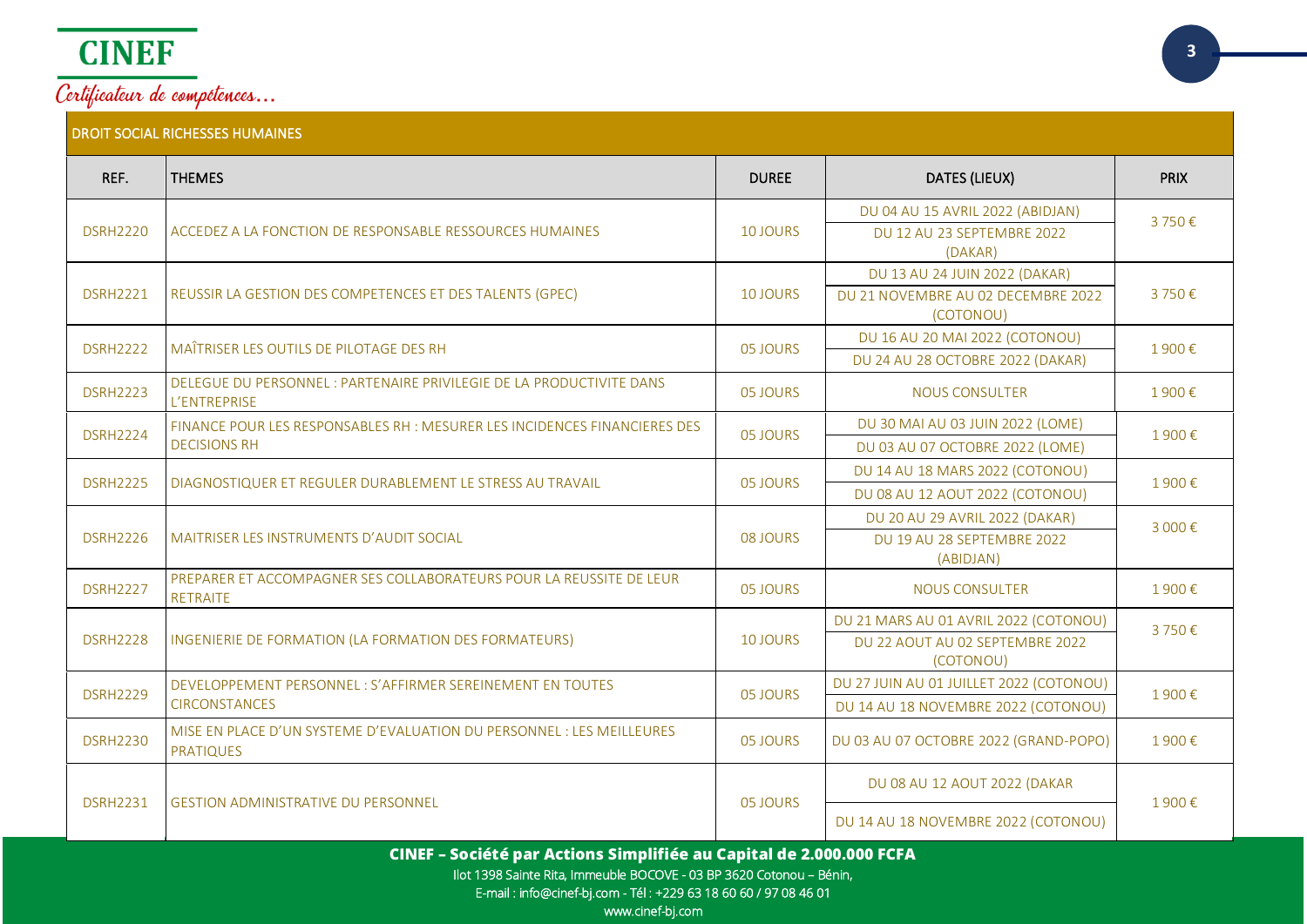## DROIT SOCIAL RICHESSES HUMAINES

| REF. | THEMES | DUREE | DATES (LIEUX) | PRIX |
|---|---|---|---|---|
| DSRH2220 | ACCEDEZ A LA FONCTION DE RESPONSABLE RESSOURCES HUMAINES | 10 JOURS | DU 04 AU 15 AVRIL 2022 (ABIDJAN)<br>DU 12 AU 23 SEPTEMBRE 2022 (DAKAR) | 3 750 € |
| DSRH2221 | REUSSIR LA GESTION DES COMPETENCES ET DES TALENTS (GPEC) | 10 JOURS | DU 13 AU 24 JUIN 2022 (DAKAR)<br>DU 21 NOVEMBRE AU 02 DECEMBRE 2022 (COTONOU) | 3 750 € |
| DSRH2222 | MAÎTRISER LES OUTILS DE PILOTAGE DES RH | 05 JOURS | DU 16 AU 20 MAI 2022 (COTONOU)<br>DU 24 AU 28 OCTOBRE 2022 (DAKAR) | 1 900 € |
| DSRH2223 | DELEGUE DU PERSONNEL : PARTENAIRE PRIVILEGIE DE LA PRODUCTIVITE DANS L'ENTREPRISE | 05 JOURS | NOUS CONSULTER | 1 900 € |
| DSRH2224 | FINANCE POUR LES RESPONSABLES RH : MESURER LES INCIDENCES FINANCIERES DES DECISIONS RH | 05 JOURS | DU 30 MAI AU 03 JUIN 2022 (LOME)<br>DU 03 AU 07 OCTOBRE 2022 (LOME) | 1 900 € |
| DSRH2225 | DIAGNOSTIQUER ET REGULER DURABLEMENT LE STRESS AU TRAVAIL | 05 JOURS | DU 14 AU 18 MARS 2022 (COTONOU)<br>DU 08 AU 12 AOUT 2022 (COTONOU) | 1 900 € |
| DSRH2226 | MAITRISER LES INSTRUMENTS D'AUDIT SOCIAL | 08 JOURS | DU 20 AU 29 AVRIL 2022 (DAKAR)<br>DU 19 AU 28 SEPTEMBRE 2022 (ABIDJAN) | 3 000 € |
| DSRH2227 | PREPARER ET ACCOMPAGNER SES COLLABORATEURS POUR LA REUSSITE DE LEUR RETRAITE | 05 JOURS | NOUS CONSULTER | 1 900 € |
| DSRH2228 | INGENIERIE DE FORMATION (LA FORMATION DES FORMATEURS) | 10 JOURS | DU 21 MARS AU 01 AVRIL 2022 (COTONOU)<br>DU 22 AOUT AU 02 SEPTEMBRE 2022 (COTONOU) | 3 750 € |
| DSRH2229 | DEVELOPPEMENT PERSONNEL : S'AFFIRMER SEREINEMENT EN TOUTES CIRCONSTANCES | 05 JOURS | DU 27 JUIN AU 01 JUILLET 2022 (COTONOU)<br>DU 14 AU 18 NOVEMBRE 2022 (COTONOU) | 1 900 € |
| DSRH2230 | MISE EN PLACE D'UN SYSTEME D'EVALUATION DU PERSONNEL : LES MEILLEURES PRATIQUES | 05 JOURS | DU 03 AU 07 OCTOBRE 2022 (GRAND-POPO) | 1 900 € |
| DSRH2231 | GESTION ADMINISTRATIVE DU PERSONNEL | 05 JOURS | DU 08 AU 12 AOUT 2022 (DAKAR<br>DU 14 AU 18 NOVEMBRE 2022 (COTONOU) | 1 900 € |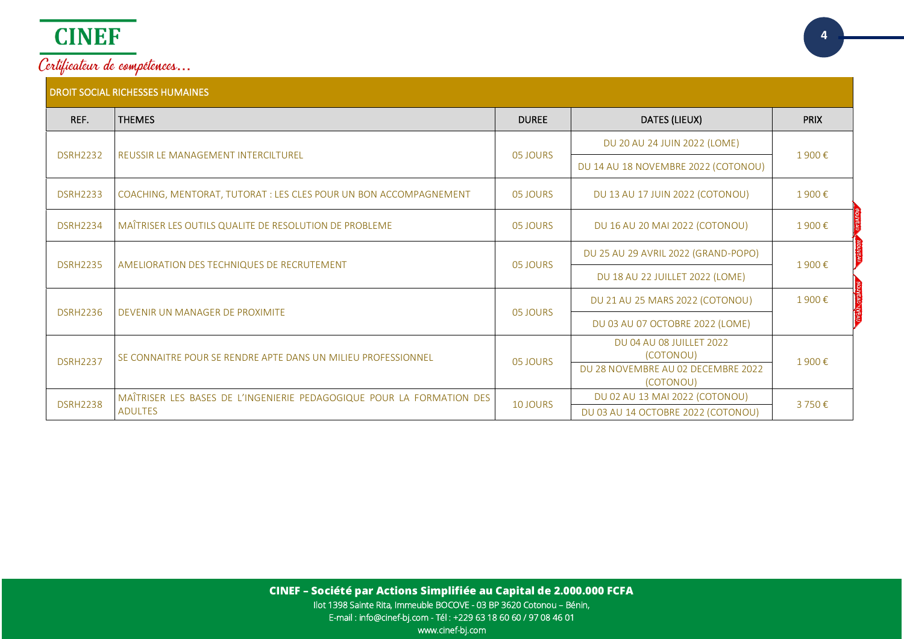**CINEF**

*Certificateur de compétences…*

| DROIT SOCIAL RICHESSES HUMAINES | | | | |
|---|---|---|---|---|
| REF. | THEMES | DUREE | DATES (LIEUX) | PRIX |
| DSRH2232 | REUSSIR LE MANAGEMENT INTERCILTUREL | 05 JOURS | DU 20 AU 24 JUIN 2022 (LOME)<br>DU 14 AU 18 NOVEMBRE 2022 (COTONOU) | 1 900 € |
| DSRH2233 | COACHING, MENTORAT, TUTORAT : LES CLES POUR UN BON ACCOMPAGNEMENT | 05 JOURS | DU 13 AU 17 JUIN 2022 (COTONOU) | 1 900 € |
| DSRH2234 | MAÎTRISER LES OUTILS QUALITE DE RESOLUTION DE PROBLEME | 05 JOURS | DU 16 AU 20 MAI 2022 (COTONOU) | 1 900 € |
| DSRH2235 | AMELIORATION DES TECHNIQUES DE RECRUTEMENT | 05 JOURS | DU 25 AU 29 AVRIL 2022 (GRAND-POPO)<br>DU 18 AU 22 JUILLET 2022 (LOME) | 1 900 € |
| DSRH2236 | DEVENIR UN MANAGER DE PROXIMITE | 05 JOURS | DU 21 AU 25 MARS 2022 (COTONOU)<br>DU 03 AU 07 OCTOBRE 2022 (LOME) | 1 900 € |
| DSRH2237 | SE CONNAITRE POUR SE RENDRE APTE DANS UN MILIEU PROFESSIONNEL | 05 JOURS | DU 04 AU 08 JUILLET 2022 (COTONOU)<br>DU 28 NOVEMBRE AU 02 DECEMBRE 2022 (COTONOU) | 1 900 € |
| DSRH2238 | MAÎTRISER LES BASES DE L'INGENIERIE PEDAGOGIQUE POUR LA FORMATION DES ADULTES | 10 JOURS | DU 02 AU 13 MAI 2022 (COTONOU)<br>DU 03 AU 14 OCTOBRE 2022 (COTONOU) | 3 750 € |

**CINEF – Société par Actions Simplifiée au Capital de 2.000.000 FCFA**
Ilot 1398 Sainte Rita, Immeuble BOCOVE - 03 BP 3620 Cotonou – Bénin,
E-mail : info@cinef-bj.com - Tél : +229 63 18 60 60 / 97 08 46 01
www.cinef-bj.com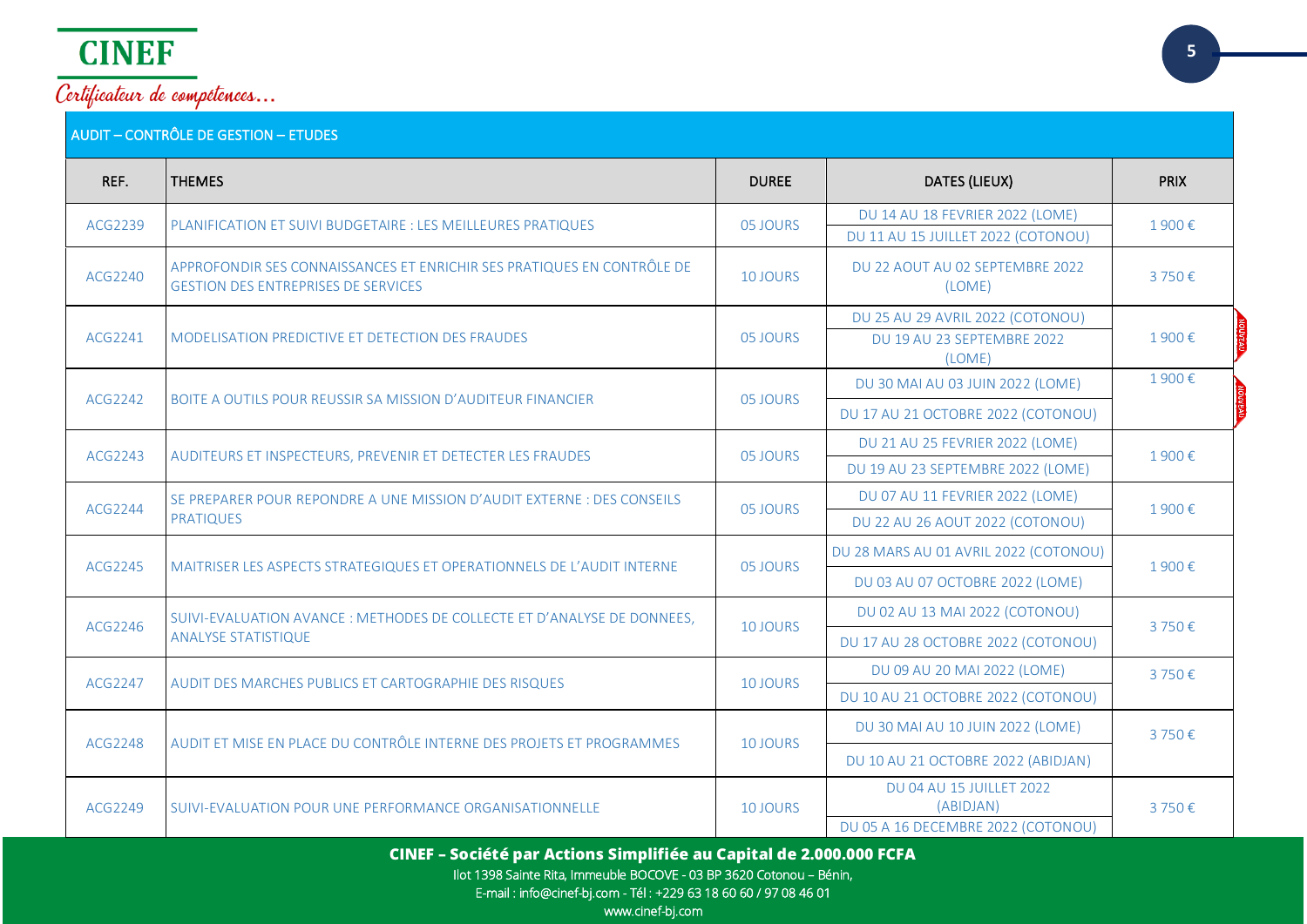## AUDIT – CONTRÔLE DE GESTION – ETUDES

| REF. | THEMES | DUREE | DATES (LIEUX) | PRIX |
|---|---|---|---|---|
| ACG2239 | PLANIFICATION ET SUIVI BUDGETAIRE : LES MEILLEURES PRATIQUES | 05 JOURS | DU 14 AU 18 FEVRIER 2022 (LOME)<br>DU 11 AU 15 JUILLET 2022 (COTONOU) | 1 900 € |
| ACG2240 | APPROFONDIR SES CONNAISSANCES ET ENRICHIR SES PRATIQUES EN CONTRÔLE DE GESTION DES ENTREPRISES DE SERVICES | 10 JOURS | DU 22 AOUT AU 02 SEPTEMBRE 2022 (LOME) | 3 750 € |
| ACG2241 | MODELISATION PREDICTIVE ET DETECTION DES FRAUDES | 05 JOURS | DU 25 AU 29 AVRIL 2022 (COTONOU)<br>DU 19 AU 23 SEPTEMBRE 2022 (LOME) | 1 900 € |
| ACG2242 | BOITE A OUTILS POUR REUSSIR SA MISSION D'AUDITEUR FINANCIER | 05 JOURS | DU 30 MAI AU 03 JUIN 2022 (LOME)<br>DU 17 AU 21 OCTOBRE 2022 (COTONOU) | 1 900 € |
| ACG2243 | AUDITEURS ET INSPECTEURS, PREVENIR ET DETECTER LES FRAUDES | 05 JOURS | DU 21 AU 25 FEVRIER 2022 (LOME)<br>DU 19 AU 23 SEPTEMBRE 2022 (LOME) | 1 900 € |
| ACG2244 | SE PREPARER POUR REPONDRE A UNE MISSION D'AUDIT EXTERNE : DES CONSEILS PRATIQUES | 05 JOURS | DU 07 AU 11 FEVRIER 2022 (LOME)<br>DU 22 AU 26 AOUT 2022 (COTONOU) | 1 900 € |
| ACG2245 | MAITRISER LES ASPECTS STRATEGIQUES ET OPERATIONNELS DE L'AUDIT INTERNE | 05 JOURS | DU 28 MARS AU 01 AVRIL 2022 (COTONOU)<br>DU 03 AU 07 OCTOBRE 2022 (LOME) | 1 900 € |
| ACG2246 | SUIVI-EVALUATION AVANCE : METHODES DE COLLECTE ET D'ANALYSE DE DONNEES, ANALYSE STATISTIQUE | 10 JOURS | DU 02 AU 13 MAI 2022 (COTONOU)<br>DU 17 AU 28 OCTOBRE 2022 (COTONOU) | 3 750 € |
| ACG2247 | AUDIT DES MARCHES PUBLICS ET CARTOGRAPHIE DES RISQUES | 10 JOURS | DU 09 AU 20 MAI 2022 (LOME)<br>DU 10 AU 21 OCTOBRE 2022 (COTONOU) | 3 750 € |
| ACG2248 | AUDIT ET MISE EN PLACE DU CONTRÔLE INTERNE DES PROJETS ET PROGRAMMES | 10 JOURS | DU 30 MAI AU 10 JUIN 2022 (LOME)<br>DU 10 AU 21 OCTOBRE 2022 (ABIDJAN) | 3 750 € |
| ACG2249 | SUIVI-EVALUATION POUR UNE PERFORMANCE ORGANISATIONNELLE | 10 JOURS | DU 04 AU 15 JUILLET 2022 (ABIDJAN)<br>DU 05 A 16 DECEMBRE 2022 (COTONOU) | 3 750 € |

**CINEF – Société par Actions Simplifiée au Capital de 2.000.000 FCFA**
Ilot 1398 Sainte Rita, Immeuble BOCOVE - 03 BP 3620 Cotonou – Bénin,
E-mail : info@cinef-bj.com - Tél : +229 63 18 60 60 / 97 08 46 01
www.cinef-bj.com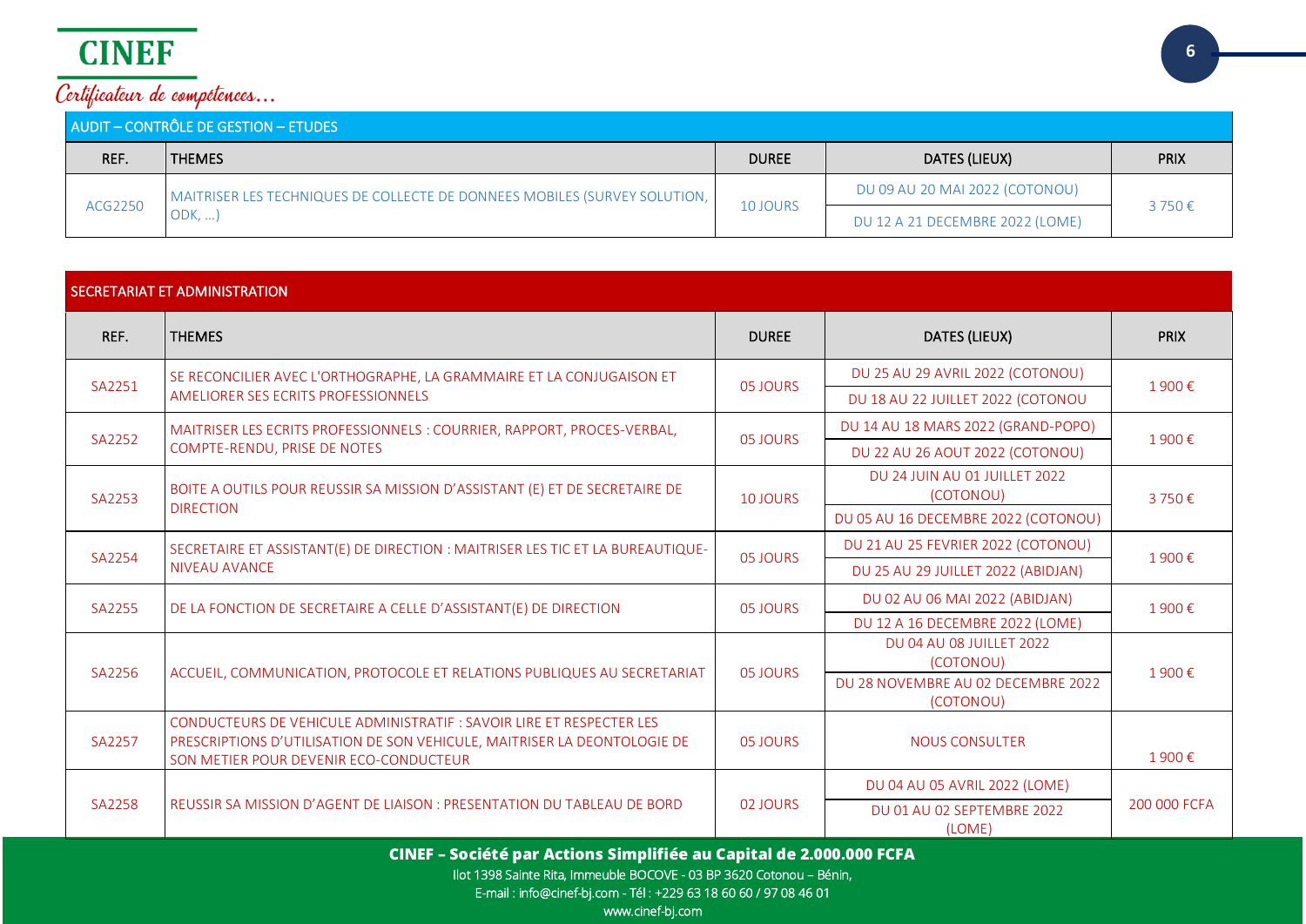## AUDIT – CONTRÔLE DE GESTION – ETUDES

| REF. | THEMES | DUREE | DATES (LIEUX) | PRIX |
|---|---|---|---|---|
| ACG2250 | MAITRISER LES TECHNIQUES DE COLLECTE DE DONNEES MOBILES (SURVEY SOLUTION, ODK, …) | 10 JOURS | DU 09 AU 20 MAI 2022 (COTONOU) | 3 750 € |
| | | | DU 12 A 21 DECEMBRE 2022 (LOME) | |

## SECRETARIAT ET ADMINISTRATION

| REF. | THEMES | DUREE | DATES (LIEUX) | PRIX |
|---|---|---|---|---|
| SA2251 | SE RECONCILIER AVEC L'ORTHOGRAPHE, LA GRAMMAIRE ET LA CONJUGAISON ET AMELIORER SES ECRITS PROFESSIONNELS | 05 JOURS | DU 25 AU 29 AVRIL 2022 (COTONOU) | 1 900 € |
| | | | DU 18 AU 22 JUILLET 2022 (COTONOU | |
| SA2252 | MAITRISER LES ECRITS PROFESSIONNELS : COURRIER, RAPPORT, PROCES-VERBAL, COMPTE-RENDU, PRISE DE NOTES | 05 JOURS | DU 14 AU 18 MARS 2022 (GRAND-POPO) | 1 900 € |
| | | | DU 22 AU 26 AOUT 2022 (COTONOU) | |
| SA2253 | BOITE A OUTILS POUR REUSSIR SA MISSION D'ASSISTANT (E) ET DE SECRETAIRE DE DIRECTION | 10 JOURS | DU 24 JUIN AU 01 JUILLET 2022 (COTONOU) | 3 750 € |
| | | | DU 05 AU 16 DECEMBRE 2022 (COTONOU) | |
| SA2254 | SECRETAIRE ET ASSISTANT(E) DE DIRECTION : MAITRISER LES TIC ET LA BUREAUTIQUE-NIVEAU AVANCE | 05 JOURS | DU 21 AU 25 FEVRIER 2022 (COTONOU) | 1 900 € |
| | | | DU 25 AU 29 JUILLET 2022 (ABIDJAN) | |
| SA2255 | DE LA FONCTION DE SECRETAIRE A CELLE D'ASSISTANT(E) DE DIRECTION | 05 JOURS | DU 02 AU 06 MAI 2022 (ABIDJAN) | 1 900 € |
| | | | DU 12 A 16 DECEMBRE 2022 (LOME) | |
| SA2256 | ACCUEIL, COMMUNICATION, PROTOCOLE ET RELATIONS PUBLIQUES AU SECRETARIAT | 05 JOURS | DU 04 AU 08 JUILLET 2022 (COTONOU) | 1 900 € |
| | | | DU 28 NOVEMBRE AU 02 DECEMBRE 2022 (COTONOU) | |
| SA2257 | CONDUCTEURS DE VEHICULE ADMINISTRATIF : SAVOIR LIRE ET RESPECTER LES PRESCRIPTIONS D'UTILISATION DE SON VEHICULE, MAITRISER LA DEONTOLOGIE DE SON METIER POUR DEVENIR ECO-CONDUCTEUR | 05 JOURS | NOUS CONSULTER | 1 900 € |
| SA2258 | REUSSIR SA MISSION D'AGENT DE LIAISON : PRESENTATION DU TABLEAU DE BORD | 02 JOURS | DU 04 AU 05 AVRIL 2022 (LOME) | 200 000 FCFA |
| | | | DU 01 AU 02 SEPTEMBRE 2022 (LOME) | |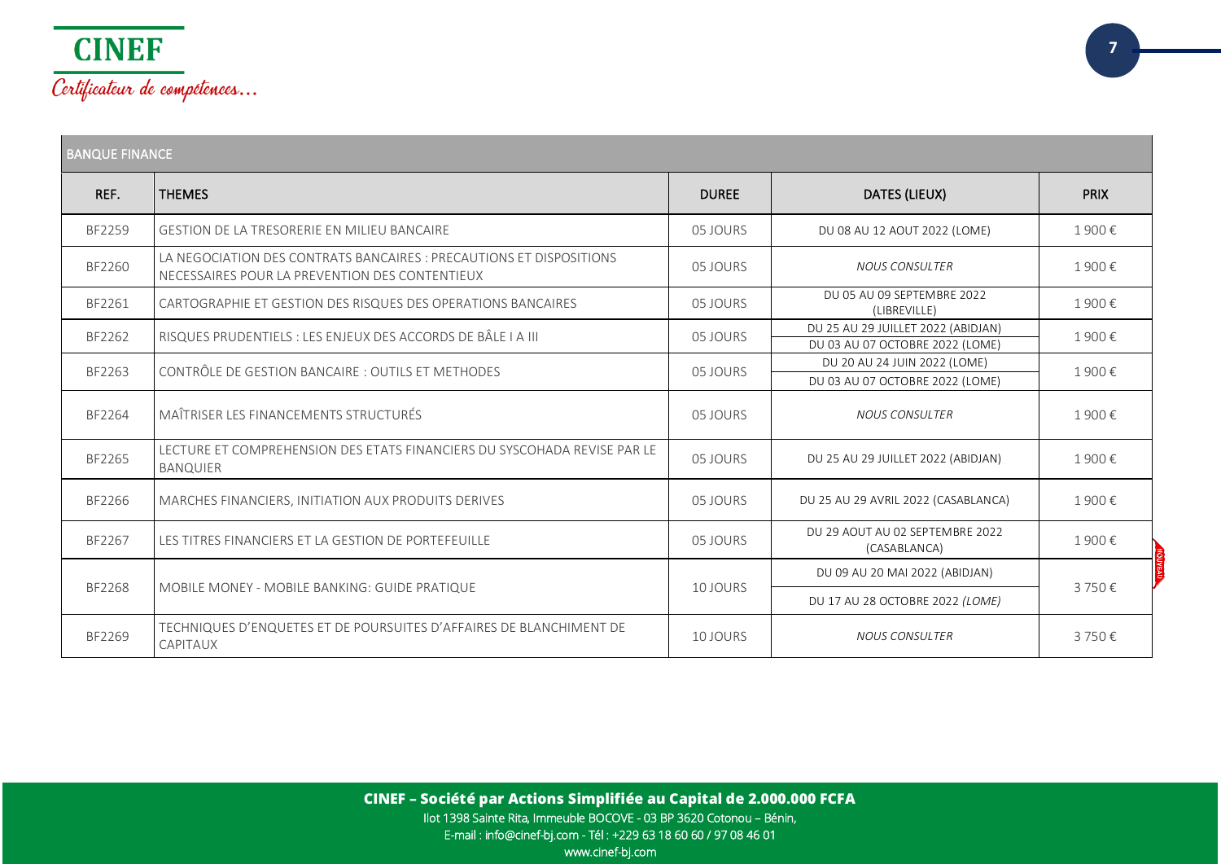| BANQUE FINANCE | | | | |
|---|---|---|---|---|
| REF. | THEMES | DUREE | DATES (LIEUX) | PRIX |
| BF2259 | GESTION DE LA TRESORERIE EN MILIEU BANCAIRE | 05 JOURS | DU 08 AU 12 AOUT 2022 (LOME) | 1 900 € |
| BF2260 | LA NEGOCIATION DES CONTRATS BANCAIRES : PRECAUTIONS ET DISPOSITIONS NECESSAIRES POUR LA PREVENTION DES CONTENTIEUX | 05 JOURS | *NOUS CONSULTER* | 1 900 € |
| BF2261 | CARTOGRAPHIE ET GESTION DES RISQUES DES OPERATIONS BANCAIRES | 05 JOURS | DU 05 AU 09 SEPTEMBRE 2022 (LIBREVILLE) | 1 900 € |
| BF2262 | RISQUES PRUDENTIELS : LES ENJEUX DES ACCORDS DE BÂLE I A III | 05 JOURS | DU 25 AU 29 JUILLET 2022 (ABIDJAN)<br>DU 03 AU 07 OCTOBRE 2022 (LOME) | 1 900 € |
| BF2263 | CONTRÔLE DE GESTION BANCAIRE : OUTILS ET METHODES | 05 JOURS | DU 20 AU 24 JUIN 2022 (LOME)<br>DU 03 AU 07 OCTOBRE 2022 (LOME) | 1 900 € |
| BF2264 | MAÎTRISER LES FINANCEMENTS STRUCTURÉS | 05 JOURS | *NOUS CONSULTER* | 1 900 € |
| BF2265 | LECTURE ET COMPREHENSION DES ETATS FINANCIERS DU SYSCOHADA REVISE PAR LE BANQUIER | 05 JOURS | DU 25 AU 29 JUILLET 2022 (ABIDJAN) | 1 900 € |
| BF2266 | MARCHES FINANCIERS, INITIATION AUX PRODUITS DERIVES | 05 JOURS | DU 25 AU 29 AVRIL 2022 (CASABLANCA) | 1 900 € |
| BF2267 | LES TITRES FINANCIERS ET LA GESTION DE PORTEFEUILLE | 05 JOURS | DU 29 AOUT AU 02 SEPTEMBRE 2022 (CASABLANCA) | 1 900 € |
| BF2268 | MOBILE MONEY - MOBILE BANKING: GUIDE PRATIQUE | 10 JOURS | DU 09 AU 20 MAI 2022 (ABIDJAN)<br>DU 17 AU 28 OCTOBRE 2022 *(LOME)* | 3 750 € |
| BF2269 | TECHNIQUES D'ENQUETES ET DE POURSUITES D'AFFAIRES DE BLANCHIMENT DE CAPITAUX | 10 JOURS | *NOUS CONSULTER* | 3 750 € |

**CINEF – Société par Actions Simplifiée au Capital de 2.000.000 FCFA**
Ilot 1398 Sainte Rita, Immeuble BOCOVE - 03 BP 3620 Cotonou – Bénin,
E-mail : info@cinef-bj.com - Tél : +229 63 18 60 60 / 97 08 46 01
www.cinef-bj.com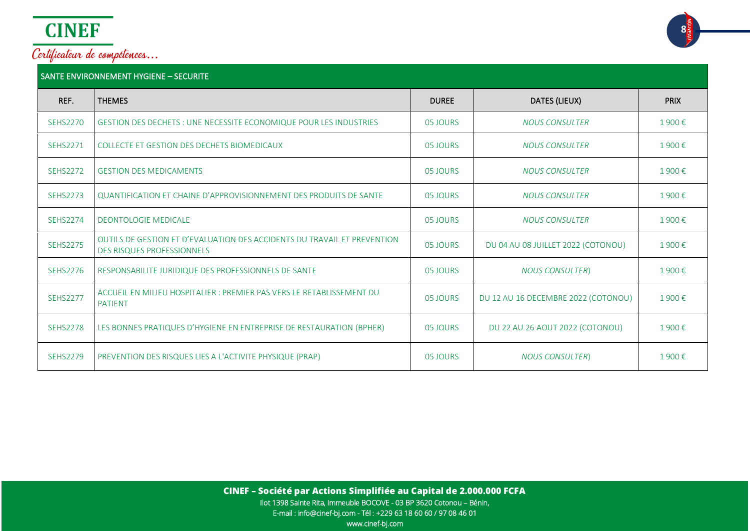**CINEF**

*Certificateur de compétences…*

## SANTE ENVIRONNEMENT HYGIENE – SECURITE

| REF. | THEMES | DUREE | DATES (LIEUX) | PRIX |
|---|---|---|---|---|
| SEHS2270 | GESTION DES DECHETS : UNE NECESSITE ECONOMIQUE POUR LES INDUSTRIES | 05 JOURS | *NOUS CONSULTER* | 1 900 € |
| SEHS2271 | COLLECTE ET GESTION DES DECHETS BIOMEDICAUX | 05 JOURS | *NOUS CONSULTER* | 1 900 € |
| SEHS2272 | GESTION DES MEDICAMENTS | 05 JOURS | *NOUS CONSULTER* | 1 900 € |
| SEHS2273 | QUANTIFICATION ET CHAINE D'APPROVISIONNEMENT DES PRODUITS DE SANTE | 05 JOURS | *NOUS CONSULTER* | 1 900 € |
| SEHS2274 | DEONTOLOGIE MEDICALE | 05 JOURS | *NOUS CONSULTER* | 1 900 € |
| SEHS2275 | OUTILS DE GESTION ET D'EVALUATION DES ACCIDENTS DU TRAVAIL ET PREVENTION DES RISQUES PROFESSIONNELS | 05 JOURS | DU 04 AU 08 JUILLET 2022 (COTONOU) | 1 900 € |
| SEHS2276 | RESPONSABILITE JURIDIQUE DES PROFESSIONNELS DE SANTE | 05 JOURS | *NOUS CONSULTER*) | 1 900 € |
| SEHS2277 | ACCUEIL EN MILIEU HOSPITALIER : PREMIER PAS VERS LE RETABLISSEMENT DU PATIENT | 05 JOURS | DU 12 AU 16 DECEMBRE 2022 (COTONOU) | 1 900 € |
| SEHS2278 | LES BONNES PRATIQUES D'HYGIENE EN ENTREPRISE DE RESTAURATION (BPHER) | 05 JOURS | DU 22 AU 26 AOUT 2022 (COTONOU) | 1 900 € |
| SEHS2279 | PREVENTION DES RISQUES LIES A L'ACTIVITE PHYSIQUE (PRAP) | 05 JOURS | *NOUS CONSULTER*) | 1 900 € |

**CINEF – Société par Actions Simplifiée au Capital de 2.000.000 FCFA**
Ilot 1398 Sainte Rita, Immeuble BOCOVE - 03 BP 3620 Cotonou – Bénin,
E-mail : info@cinef-bj.com - Tél : +229 63 18 60 60 / 97 08 46 01
www.cinef-bj.com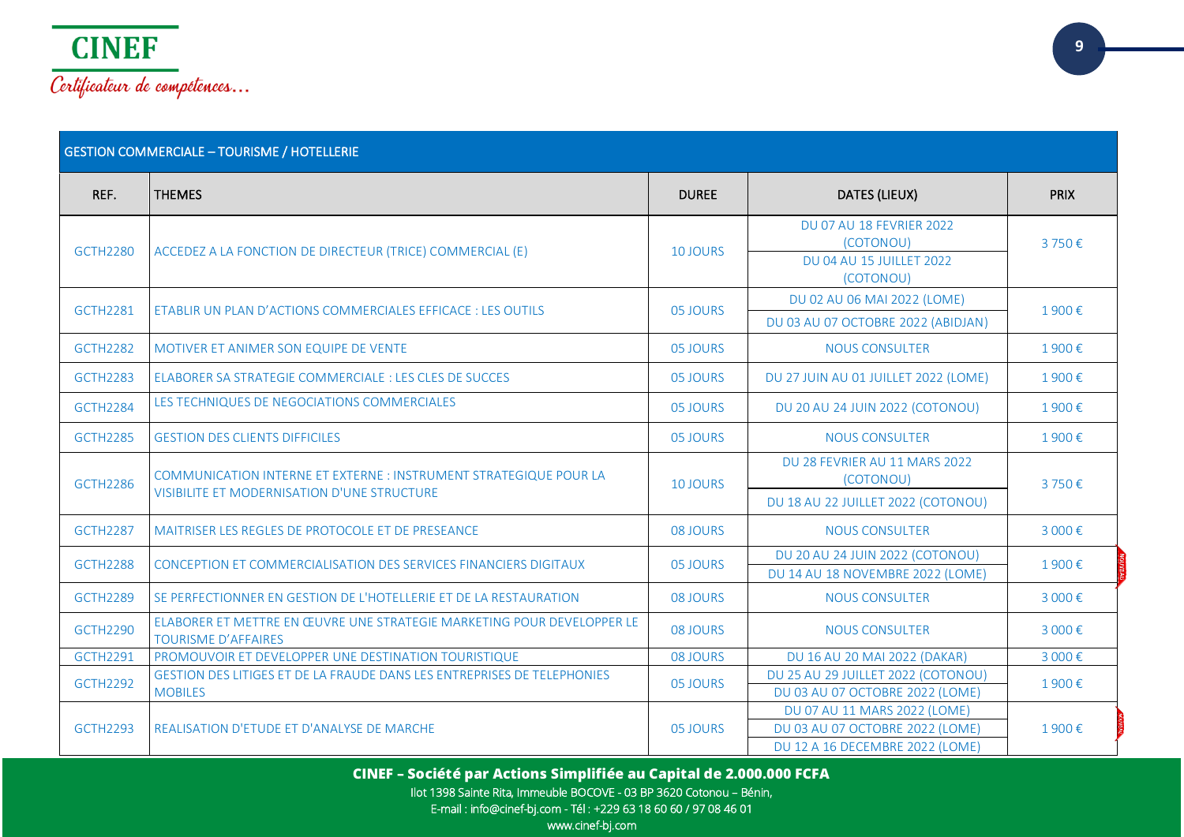| GESTION COMMERCIALE – TOURISME / HOTELLERIE | | | | |
|---|---|---|---|---|
| REF. | THEMES | DUREE | DATES (LIEUX) | PRIX |
| GCTH2280 | ACCEDEZ A LA FONCTION DE DIRECTEUR (TRICE) COMMERCIAL (E) | 10 JOURS | DU 07 AU 18 FEVRIER 2022 (COTONOU)<br>DU 04 AU 15 JUILLET 2022 (COTONOU) | 3 750 € |
| GCTH2281 | ETABLIR UN PLAN D'ACTIONS COMMERCIALES EFFICACE : LES OUTILS | 05 JOURS | DU 02 AU 06 MAI 2022 (LOME)<br>DU 03 AU 07 OCTOBRE 2022 (ABIDJAN) | 1 900 € |
| GCTH2282 | MOTIVER ET ANIMER SON EQUIPE DE VENTE | 05 JOURS | NOUS CONSULTER | 1 900 € |
| GCTH2283 | ELABORER SA STRATEGIE COMMERCIALE : LES CLES DE SUCCES | 05 JOURS | DU 27 JUIN AU 01 JUILLET 2022 (LOME) | 1 900 € |
| GCTH2284 | LES TECHNIQUES DE NEGOCIATIONS COMMERCIALES | 05 JOURS | DU 20 AU 24 JUIN 2022 (COTONOU) | 1 900 € |
| GCTH2285 | GESTION DES CLIENTS DIFFICILES | 05 JOURS | NOUS CONSULTER | 1 900 € |
| GCTH2286 | COMMUNICATION INTERNE ET EXTERNE : INSTRUMENT STRATEGIQUE POUR LA VISIBILITE ET MODERNISATION D'UNE STRUCTURE | 10 JOURS | DU 28 FEVRIER AU 11 MARS 2022 (COTONOU)<br>DU 18 AU 22 JUILLET 2022 (COTONOU) | 3 750 € |
| GCTH2287 | MAITRISER LES REGLES DE PROTOCOLE ET DE PRESEANCE | 08 JOURS | NOUS CONSULTER | 3 000 € |
| GCTH2288 | CONCEPTION ET COMMERCIALISATION DES SERVICES FINANCIERS DIGITAUX | 05 JOURS | DU 20 AU 24 JUIN 2022 (COTONOU)<br>DU 14 AU 18 NOVEMBRE 2022 (LOME) | 1 900 € |
| GCTH2289 | SE PERFECTIONNER EN GESTION DE L'HOTELLERIE ET DE LA RESTAURATION | 08 JOURS | NOUS CONSULTER | 3 000 € |
| GCTH2290 | ELABORER ET METTRE EN ŒUVRE UNE STRATEGIE MARKETING POUR DEVELOPPER LE TOURISME D'AFFAIRES | 08 JOURS | NOUS CONSULTER | 3 000 € |
| GCTH2291 | PROMOUVOIR ET DEVELOPPER UNE DESTINATION TOURISTIQUE | 08 JOURS | DU 16 AU 20 MAI 2022 (DAKAR) | 3 000 € |
| GCTH2292 | GESTION DES LITIGES ET DE LA FRAUDE DANS LES ENTREPRISES DE TELEPHONIES MOBILES | 05 JOURS | DU 25 AU 29 JUILLET 2022 (COTONOU)<br>DU 03 AU 07 OCTOBRE 2022 (LOME) | 1 900 € |
| GCTH2293 | REALISATION D'ETUDE ET D'ANALYSE DE MARCHE | 05 JOURS | DU 07 AU 11 MARS 2022 (LOME)<br>DU 03 AU 07 OCTOBRE 2022 (LOME)<br>DU 12 A 16 DECEMBRE 2022 (LOME) | 1 900 € |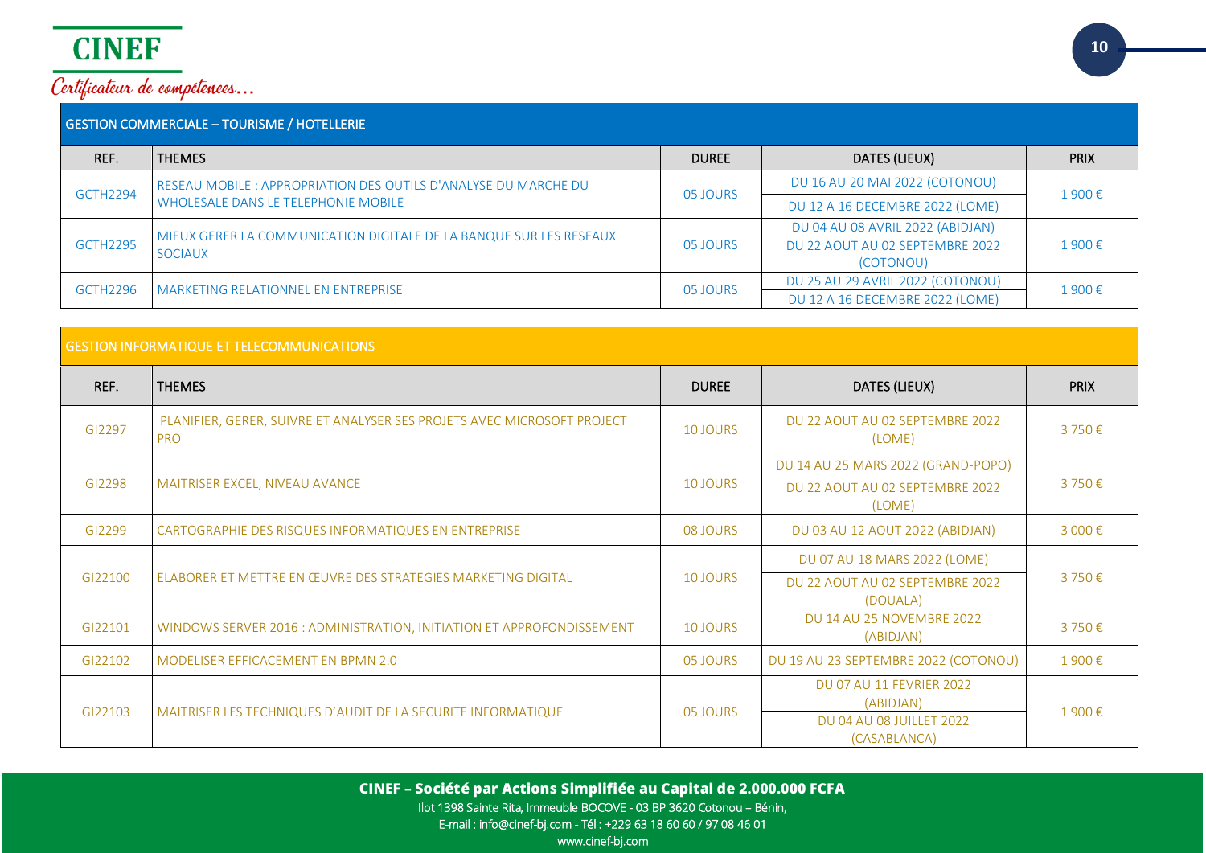## GESTION COMMERCIALE – TOURISME / HOTELLERIE

| REF. | THEMES | DUREE | DATES (LIEUX) | PRIX |
|---|---|---|---|---|
| GCTH2294 | RESEAU MOBILE : APPROPRIATION DES OUTILS D'ANALYSE DU MARCHE DU WHOLESALE DANS LE TELEPHONIE MOBILE | 05 JOURS | DU 16 AU 20 MAI 2022 (COTONOU)<br>DU 12 A 16 DECEMBRE 2022 (LOME) | 1 900 € |
| GCTH2295 | MIEUX GERER LA COMMUNICATION DIGITALE DE LA BANQUE SUR LES RESEAUX SOCIAUX | 05 JOURS | DU 04 AU 08 AVRIL 2022 (ABIDJAN)<br>DU 22 AOUT AU 02 SEPTEMBRE 2022 (COTONOU) | 1 900 € |
| GCTH2296 | MARKETING RELATIONNEL EN ENTREPRISE | 05 JOURS | DU 25 AU 29 AVRIL 2022 (COTONOU)<br>DU 12 A 16 DECEMBRE 2022 (LOME) | 1 900 € |

## GESTION INFORMATIQUE ET TELECOMMUNICATIONS

| REF. | THEMES | DUREE | DATES (LIEUX) | PRIX |
|---|---|---|---|---|
| GI2297 | PLANIFIER, GERER, SUIVRE ET ANALYSER SES PROJETS AVEC MICROSOFT PROJECT PRO | 10 JOURS | DU 22 AOUT AU 02 SEPTEMBRE 2022 (LOME) | 3 750 € |
| GI2298 | MAITRISER EXCEL, NIVEAU AVANCE | 10 JOURS | DU 14 AU 25 MARS 2022 (GRAND-POPO)<br>DU 22 AOUT AU 02 SEPTEMBRE 2022 (LOME) | 3 750 € |
| GI2299 | CARTOGRAPHIE DES RISQUES INFORMATIQUES EN ENTREPRISE | 08 JOURS | DU 03 AU 12 AOUT 2022 (ABIDJAN) | 3 000 € |
| GI22100 | ELABORER ET METTRE EN ŒUVRE DES STRATEGIES MARKETING DIGITAL | 10 JOURS | DU 07 AU 18 MARS 2022 (LOME)<br>DU 22 AOUT AU 02 SEPTEMBRE 2022 (DOUALA) | 3 750 € |
| GI22101 | WINDOWS SERVER 2016 : ADMINISTRATION, INITIATION ET APPROFONDISSEMENT | 10 JOURS | DU 14 AU 25 NOVEMBRE 2022 (ABIDJAN) | 3 750 € |
| GI22102 | MODELISER EFFICACEMENT EN BPMN 2.0 | 05 JOURS | DU 19 AU 23 SEPTEMBRE 2022 (COTONOU) | 1 900 € |
| GI22103 | MAITRISER LES TECHNIQUES D'AUDIT DE LA SECURITE INFORMATIQUE | 05 JOURS | DU 07 AU 11 FEVRIER 2022 (ABIDJAN)<br>DU 04 AU 08 JUILLET 2022 (CASABLANCA) | 1 900 € |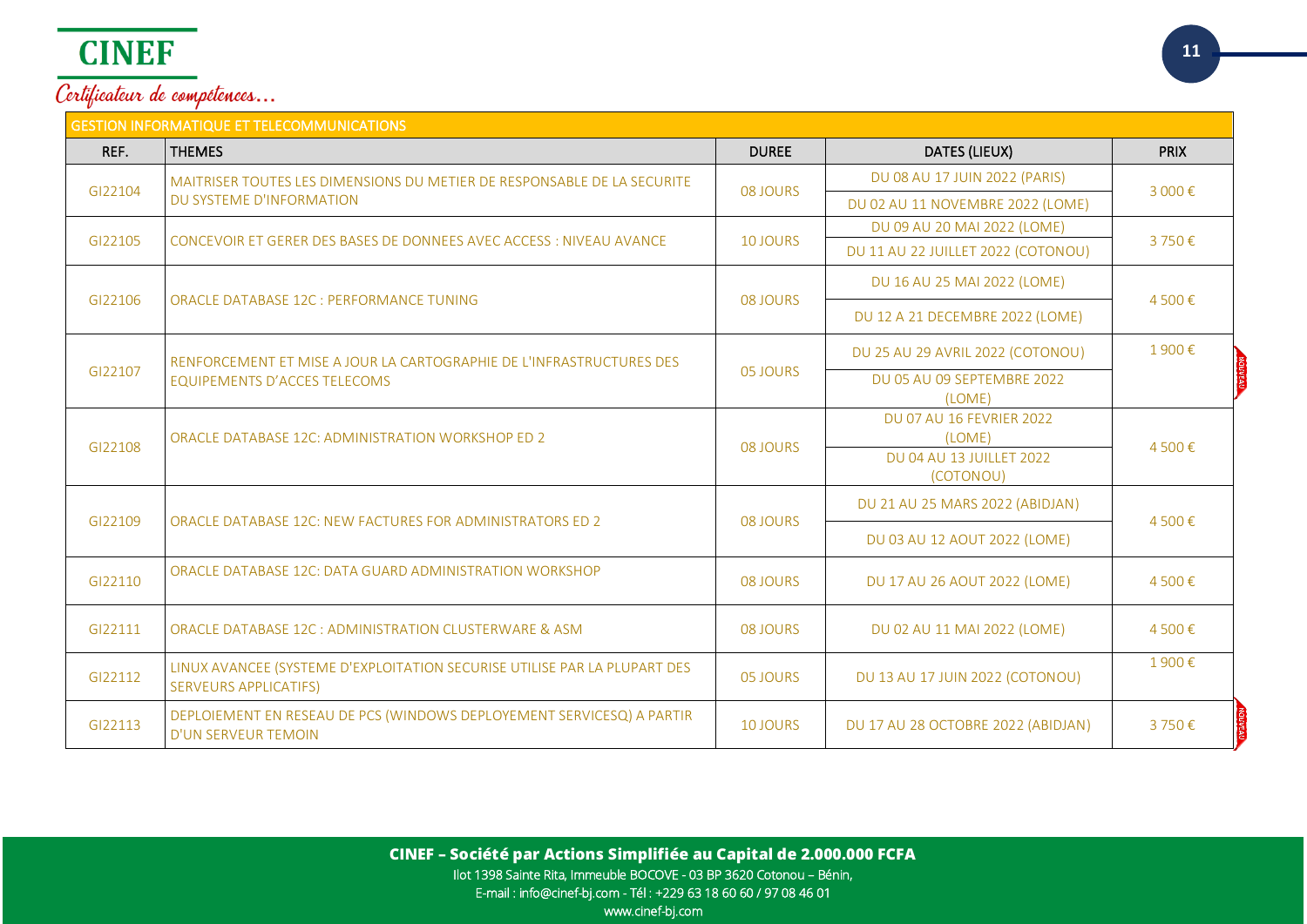| GESTION INFORMATIQUE ET TELECOMMUNICATIONS | | | | |
|---|---|---|---|---|
| REF. | THEMES | DUREE | DATES (LIEUX) | PRIX |
| GI22104 | MAITRISER TOUTES LES DIMENSIONS DU METIER DE RESPONSABLE DE LA SECURITE DU SYSTEME D'INFORMATION | 08 JOURS | DU 08 AU 17 JUIN 2022 (PARIS)<br>DU 02 AU 11 NOVEMBRE 2022 (LOME) | 3 000 € |
| GI22105 | CONCEVOIR ET GERER DES BASES DE DONNEES AVEC ACCESS : NIVEAU AVANCE | 10 JOURS | DU 09 AU 20 MAI 2022 (LOME)<br>DU 11 AU 22 JUILLET 2022 (COTONOU) | 3 750 € |
| GI22106 | ORACLE DATABASE 12C : PERFORMANCE TUNING | 08 JOURS | DU 16 AU 25 MAI 2022 (LOME)<br>DU 12 A 21 DECEMBRE 2022 (LOME) | 4 500 € |
| GI22107 | RENFORCEMENT ET MISE A JOUR LA CARTOGRAPHIE DE L'INFRASTRUCTURES DES EQUIPEMENTS D'ACCES TELECOMS | 05 JOURS | DU 25 AU 29 AVRIL 2022 (COTONOU)<br>DU 05 AU 09 SEPTEMBRE 2022 (LOME) | 1 900 € |
| GI22108 | ORACLE DATABASE 12C: ADMINISTRATION WORKSHOP ED 2 | 08 JOURS | DU 07 AU 16 FEVRIER 2022 (LOME)<br>DU 04 AU 13 JUILLET 2022 (COTONOU) | 4 500 € |
| GI22109 | ORACLE DATABASE 12C: NEW FACTURES FOR ADMINISTRATORS ED 2 | 08 JOURS | DU 21 AU 25 MARS 2022 (ABIDJAN)<br>DU 03 AU 12 AOUT 2022 (LOME) | 4 500 € |
| GI22110 | ORACLE DATABASE 12C: DATA GUARD ADMINISTRATION WORKSHOP | 08 JOURS | DU 17 AU 26 AOUT 2022 (LOME) | 4 500 € |
| GI22111 | ORACLE DATABASE 12C : ADMINISTRATION CLUSTERWARE & ASM | 08 JOURS | DU 02 AU 11 MAI 2022 (LOME) | 4 500 € |
| GI22112 | LINUX AVANCEE (SYSTEME D'EXPLOITATION SECURISE UTILISE PAR LA PLUPART DES SERVEURS APPLICATIFS) | 05 JOURS | DU 13 AU 17 JUIN 2022 (COTONOU) | 1 900 € |
| GI22113 | DEPLOIEMENT EN RESEAU DE PCS (WINDOWS DEPLOYEMENT SERVICESQ) A PARTIR D'UN SERVEUR TEMOIN | 10 JOURS | DU 17 AU 28 OCTOBRE 2022 (ABIDJAN) | 3 750 € |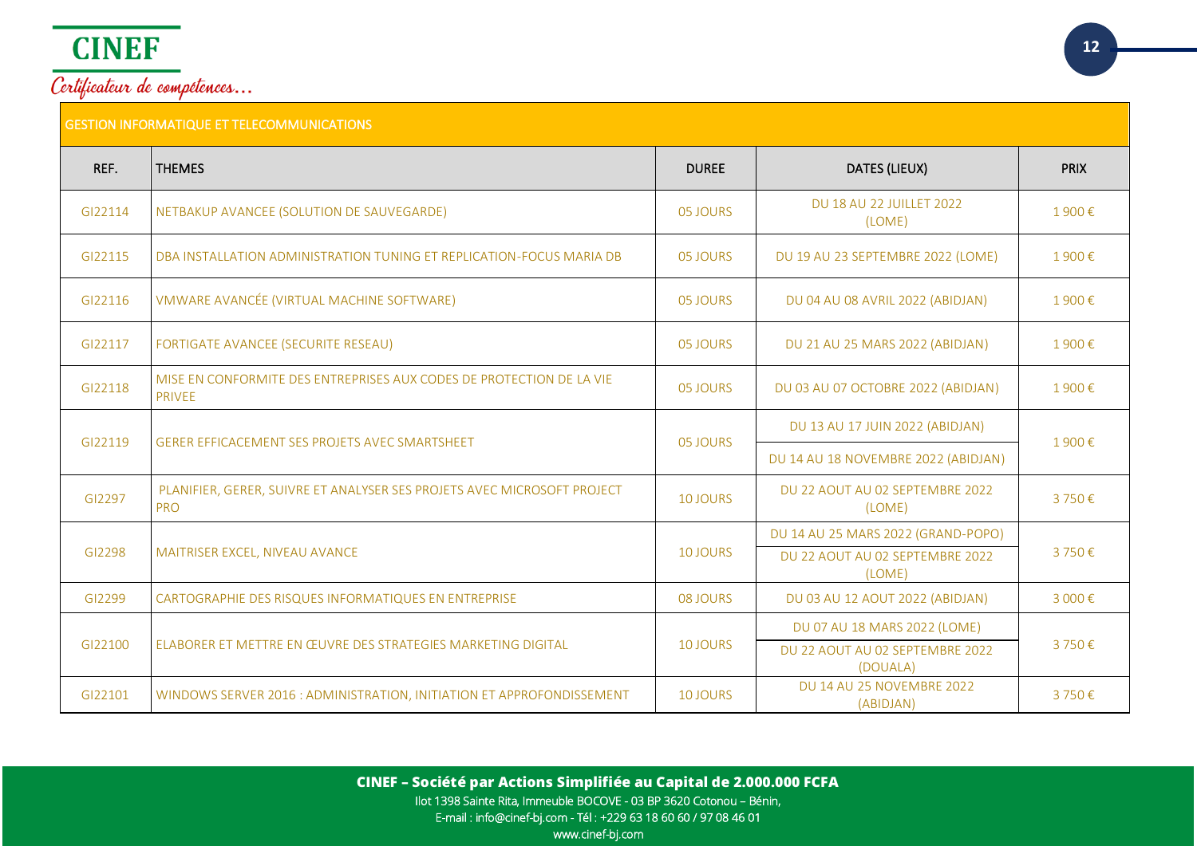CINEF

*Certificateur de compétences...*

| GESTION INFORMATIQUE ET TELECOMMUNICATIONS | | | | |
|---|---|---|---|---|
| REF. | THEMES | DUREE | DATES (LIEUX) | PRIX |
| GI22114 | NETBAKUP AVANCEE (SOLUTION DE SAUVEGARDE) | 05 JOURS | DU 18 AU 22 JUILLET 2022 (LOME) | 1 900 € |
| GI22115 | DBA INSTALLATION ADMINISTRATION TUNING ET REPLICATION-FOCUS MARIA DB | 05 JOURS | DU 19 AU 23 SEPTEMBRE 2022 (LOME) | 1 900 € |
| GI22116 | VMWARE AVANCÉE (VIRTUAL MACHINE SOFTWARE) | 05 JOURS | DU 04 AU 08 AVRIL 2022 (ABIDJAN) | 1 900 € |
| GI22117 | FORTIGATE AVANCEE (SECURITE RESEAU) | 05 JOURS | DU 21 AU 25 MARS 2022 (ABIDJAN) | 1 900 € |
| GI22118 | MISE EN CONFORMITE DES ENTREPRISES AUX CODES DE PROTECTION DE LA VIE PRIVEE | 05 JOURS | DU 03 AU 07 OCTOBRE 2022 (ABIDJAN) | 1 900 € |
| GI22119 | GERER EFFICACEMENT SES PROJETS AVEC SMARTSHEET | 05 JOURS | DU 13 AU 17 JUIN 2022 (ABIDJAN)<br>DU 14 AU 18 NOVEMBRE 2022 (ABIDJAN) | 1 900 € |
| GI2297 | PLANIFIER, GERER, SUIVRE ET ANALYSER SES PROJETS AVEC MICROSOFT PROJECT PRO | 10 JOURS | DU 22 AOUT AU 02 SEPTEMBRE 2022 (LOME) | 3 750 € |
| GI2298 | MAITRISER EXCEL, NIVEAU AVANCE | 10 JOURS | DU 14 AU 25 MARS 2022 (GRAND-POPO)<br>DU 22 AOUT AU 02 SEPTEMBRE 2022 (LOME) | 3 750 € |
| GI2299 | CARTOGRAPHIE DES RISQUES INFORMATIQUES EN ENTREPRISE | 08 JOURS | DU 03 AU 12 AOUT 2022 (ABIDJAN) | 3 000 € |
| GI22100 | ELABORER ET METTRE EN ŒUVRE DES STRATEGIES MARKETING DIGITAL | 10 JOURS | DU 07 AU 18 MARS 2022 (LOME)<br>DU 22 AOUT AU 02 SEPTEMBRE 2022 (DOUALA) | 3 750 € |
| GI22101 | WINDOWS SERVER 2016 : ADMINISTRATION, INITIATION ET APPROFONDISSEMENT | 10 JOURS | DU 14 AU 25 NOVEMBRE 2022 (ABIDJAN) | 3 750 € |

**CINEF – Société par Actions Simplifiée au Capital de 2.000.000 FCFA**
Ilot 1398 Sainte Rita, Immeuble BOCOVE - 03 BP 3620 Cotonou – Bénin,
E-mail : info@cinef-bj.com - Tél : +229 63 18 60 60 / 97 08 46 01
www.cinef-bj.com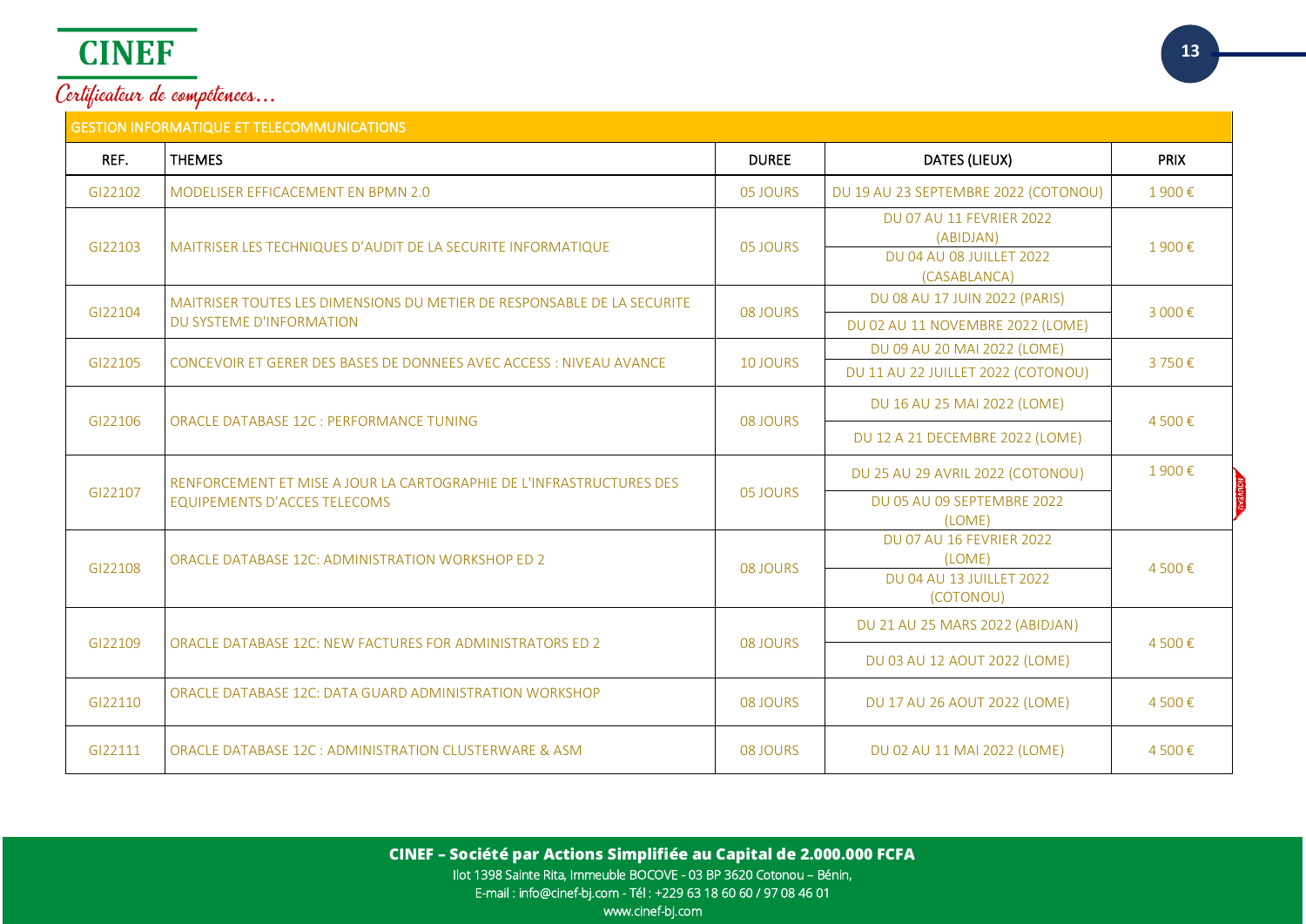CINEF

*Certificateur de compétences...*

| GESTION INFORMATIQUE ET TELECOMMUNICATIONS | | | | |
|---|---|---|---|---|
| REF. | THEMES | DUREE | DATES (LIEUX) | PRIX |
| GI22102 | MODELISER EFFICACEMENT EN BPMN 2.0 | 05 JOURS | DU 19 AU 23 SEPTEMBRE 2022 (COTONOU) | 1 900 € |
| GI22103 | MAITRISER LES TECHNIQUES D'AUDIT DE LA SECURITE INFORMATIQUE | 05 JOURS | DU 07 AU 11 FEVRIER 2022 (ABIDJAN)<br>DU 04 AU 08 JUILLET 2022 (CASABLANCA) | 1 900 € |
| GI22104 | MAITRISER TOUTES LES DIMENSIONS DU METIER DE RESPONSABLE DE LA SECURITE DU SYSTEME D'INFORMATION | 08 JOURS | DU 08 AU 17 JUIN 2022 (PARIS)<br>DU 02 AU 11 NOVEMBRE 2022 (LOME) | 3 000 € |
| GI22105 | CONCEVOIR ET GERER DES BASES DE DONNEES AVEC ACCESS : NIVEAU AVANCE | 10 JOURS | DU 09 AU 20 MAI 2022 (LOME)<br>DU 11 AU 22 JUILLET 2022 (COTONOU) | 3 750 € |
| GI22106 | ORACLE DATABASE 12C : PERFORMANCE TUNING | 08 JOURS | DU 16 AU 25 MAI 2022 (LOME)<br>DU 12 A 21 DECEMBRE 2022 (LOME) | 4 500 € |
| GI22107 | RENFORCEMENT ET MISE A JOUR LA CARTOGRAPHIE DE L'INFRASTRUCTURES DES EQUIPEMENTS D'ACCES TELECOMS | 05 JOURS | DU 25 AU 29 AVRIL 2022 (COTONOU)<br>DU 05 AU 09 SEPTEMBRE 2022 (LOME) | 1 900 € |
| GI22108 | ORACLE DATABASE 12C: ADMINISTRATION WORKSHOP ED 2 | 08 JOURS | DU 07 AU 16 FEVRIER 2022 (LOME)<br>DU 04 AU 13 JUILLET 2022 (COTONOU) | 4 500 € |
| GI22109 | ORACLE DATABASE 12C: NEW FACTURES FOR ADMINISTRATORS ED 2 | 08 JOURS | DU 21 AU 25 MARS 2022 (ABIDJAN)<br>DU 03 AU 12 AOUT 2022 (LOME) | 4 500 € |
| GI22110 | ORACLE DATABASE 12C: DATA GUARD ADMINISTRATION WORKSHOP | 08 JOURS | DU 17 AU 26 AOUT 2022 (LOME) | 4 500 € |
| GI22111 | ORACLE DATABASE 12C : ADMINISTRATION CLUSTERWARE & ASM | 08 JOURS | DU 02 AU 11 MAI 2022 (LOME) | 4 500 € |

**CINEF – Société par Actions Simplifiée au Capital de 2.000.000 FCFA**
Ilot 1398 Sainte Rita, Immeuble BOCOVE - 03 BP 3620 Cotonou – Bénin,
E-mail : info@cinef-bj.com - Tél : +229 63 18 60 60 / 97 08 46 01
www.cinef-bj.com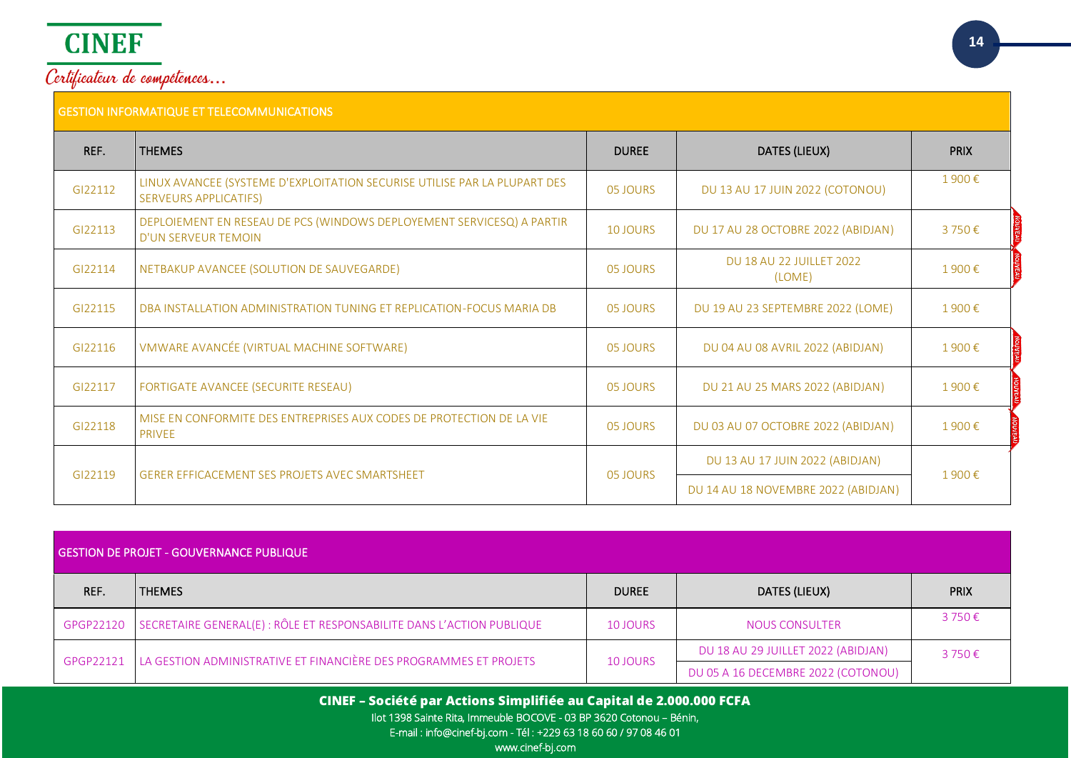## GESTION INFORMATIQUE ET TELECOMMUNICATIONS

| REF. | THEMES | DUREE | DATES (LIEUX) | PRIX |
|---|---|---|---|---|
| GI22112 | LINUX AVANCEE (SYSTEME D'EXPLOITATION SECURISE UTILISE PAR LA PLUPART DES SERVEURS APPLICATIFS) | 05 JOURS | DU 13 AU 17 JUIN 2022 (COTONOU) | 1 900 € |
| GI22113 | DEPLOIEMENT EN RESEAU DE PCS (WINDOWS DEPLOYEMENT SERVICESQ) A PARTIR D'UN SERVEUR TEMOIN | 10 JOURS | DU 17 AU 28 OCTOBRE 2022 (ABIDJAN) | 3 750 € |
| GI22114 | NETBAKUP AVANCEE (SOLUTION DE SAUVEGARDE) | 05 JOURS | DU 18 AU 22 JUILLET 2022 (LOME) | 1 900 € |
| GI22115 | DBA INSTALLATION ADMINISTRATION TUNING ET REPLICATION-FOCUS MARIA DB | 05 JOURS | DU 19 AU 23 SEPTEMBRE 2022 (LOME) | 1 900 € |
| GI22116 | VMWARE AVANCÉE (VIRTUAL MACHINE SOFTWARE) | 05 JOURS | DU 04 AU 08 AVRIL 2022 (ABIDJAN) | 1 900 € |
| GI22117 | FORTIGATE AVANCEE (SECURITE RESEAU) | 05 JOURS | DU 21 AU 25 MARS 2022 (ABIDJAN) | 1 900 € |
| GI22118 | MISE EN CONFORMITE DES ENTREPRISES AUX CODES DE PROTECTION DE LA VIE PRIVEE | 05 JOURS | DU 03 AU 07 OCTOBRE 2022 (ABIDJAN) | 1 900 € |
| GI22119 | GERER EFFICACEMENT SES PROJETS AVEC SMARTSHEET | 05 JOURS | DU 13 AU 17 JUIN 2022 (ABIDJAN)<br>DU 14 AU 18 NOVEMBRE 2022 (ABIDJAN) | 1 900 € |

## GESTION DE PROJET - GOUVERNANCE PUBLIQUE

| REF. | THEMES | DUREE | DATES (LIEUX) | PRIX |
|---|---|---|---|---|
| GPGP22120 | SECRETAIRE GENERAL(E) : RÔLE ET RESPONSABILITE DANS L'ACTION PUBLIQUE | 10 JOURS | NOUS CONSULTER | 3 750 € |
| GPGP22121 | LA GESTION ADMINISTRATIVE ET FINANCIÈRE DES PROGRAMMES ET PROJETS | 10 JOURS | DU 18 AU 29 JUILLET 2022 (ABIDJAN)<br>DU 05 A 16 DECEMBRE 2022 (COTONOU) | 3 750 € |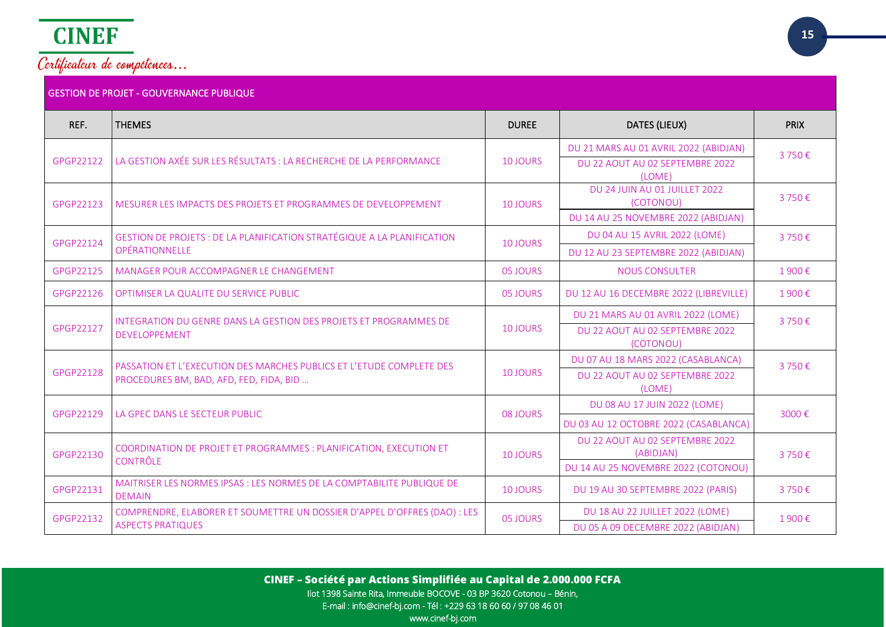| GESTION DE PROJET - GOUVERNANCE PUBLIQUE | | | | |
|---|---|---|---|---|
| REF. | THEMES | DUREE | DATES (LIEUX) | PRIX |
| GPGP22122 | LA GESTION AXÉE SUR LES RÉSULTATS : LA RECHERCHE DE LA PERFORMANCE | 10 JOURS | DU 21 MARS AU 01 AVRIL 2022 (ABIDJAN)<br>DU 22 AOUT AU 02 SEPTEMBRE 2022 (LOME) | 3 750 € |
| GPGP22123 | MESURER LES IMPACTS DES PROJETS ET PROGRAMMES DE DEVELOPPEMENT | 10 JOURS | DU 24 JUIN AU 01 JUILLET 2022 (COTONOU)<br>DU 14 AU 25 NOVEMBRE 2022 (ABIDJAN) | 3 750 € |
| GPGP22124 | GESTION DE PROJETS : DE LA PLANIFICATION STRATÉGIQUE A LA PLANIFICATION OPÉRATIONNELLE | 10 JOURS | DU 04 AU 15 AVRIL 2022 (LOME)<br>DU 12 AU 23 SEPTEMBRE 2022 (ABIDJAN) | 3 750 € |
| GPGP22125 | MANAGER POUR ACCOMPAGNER LE CHANGEMENT | 05 JOURS | NOUS CONSULTER | 1 900 € |
| GPGP22126 | OPTIMISER LA QUALITE DU SERVICE PUBLIC | 05 JOURS | DU 12 AU 16 DECEMBRE 2022 (LIBREVILLE) | 1 900 € |
| GPGP22127 | INTEGRATION DU GENRE DANS LA GESTION DES PROJETS ET PROGRAMMES DE DEVELOPPEMENT | 10 JOURS | DU 21 MARS AU 01 AVRIL 2022 (LOME)<br>DU 22 AOUT AU 02 SEPTEMBRE 2022 (COTONOU) | 3 750 € |
| GPGP22128 | PASSATION ET L'EXECUTION DES MARCHES PUBLICS ET L'ETUDE COMPLETE DES PROCEDURES BM, BAD, AFD, FED, FIDA, BID … | 10 JOURS | DU 07 AU 18 MARS 2022 (CASABLANCA)<br>DU 22 AOUT AU 02 SEPTEMBRE 2022 (LOME) | 3 750 € |
| GPGP22129 | LA GPEC DANS LE SECTEUR PUBLIC | 08 JOURS | DU 08 AU 17 JUIN 2022 (LOME)<br>DU 03 AU 12 OCTOBRE 2022 (CASABLANCA) | 3000 € |
| GPGP22130 | COORDINATION DE PROJET ET PROGRAMMES : PLANIFICATION, EXECUTION ET CONTRÔLE | 10 JOURS | DU 22 AOUT AU 02 SEPTEMBRE 2022 (ABIDJAN)<br>DU 14 AU 25 NOVEMBRE 2022 (COTONOU) | 3 750 € |
| GPGP22131 | MAITRISER LES NORMES IPSAS : LES NORMES DE LA COMPTABILITE PUBLIQUE DE DEMAIN | 10 JOURS | DU 19 AU 30 SEPTEMBRE 2022 (PARIS) | 3 750 € |
| GPGP22132 | COMPRENDRE, ELABORER ET SOUMETTRE UN DOSSIER D'APPEL D'OFFRES (DAO) : LES ASPECTS PRATIQUES | 05 JOURS | DU 18 AU 22 JUILLET 2022 (LOME)<br>DU 05 A 09 DECEMBRE 2022 (ABIDJAN) | 1 900 € |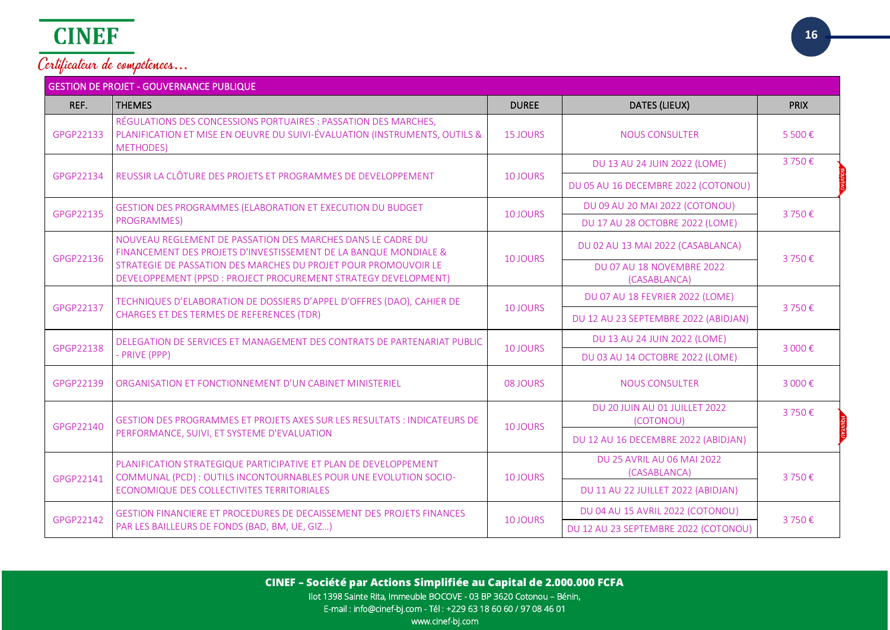**CINEF**

*Certificateur de compétences...*

| GESTION DE PROJET - GOUVERNANCE PUBLIQUE | | | | |
|---|---|---|---|---|
| **REF.** | **THEMES** | **DUREE** | **DATES (LIEUX)** | **PRIX** |
| GPGP22133 | RÉGULATIONS DES CONCESSIONS PORTUAIRES : PASSATION DES MARCHES, PLANIFICATION ET MISE EN OEUVRE DU SUIVI-ÉVALUATION (INSTRUMENTS, OUTILS & METHODES) | 15 JOURS | NOUS CONSULTER | 5 500 € |
| GPGP22134 | REUSSIR LA CLÔTURE DES PROJETS ET PROGRAMMES DE DEVELOPPEMENT | 10 JOURS | DU 13 AU 24 JUIN 2022 (LOME)<br>DU 05 AU 16 DECEMBRE 2022 (COTONOU) | 3 750 € (NOUVEAU) |
| GPGP22135 | GESTION DES PROGRAMMES (ELABORATION ET EXECUTION DU BUDGET PROGRAMMES) | 10 JOURS | DU 09 AU 20 MAI 2022 (COTONOU)<br>DU 17 AU 28 OCTOBRE 2022 (LOME) | 3 750 € |
| GPGP22136 | NOUVEAU REGLEMENT DE PASSATION DES MARCHES DANS LE CADRE DU FINANCEMENT DES PROJETS D'INVESTISSEMENT DE LA BANQUE MONDIALE & STRATEGIE DE PASSATION DES MARCHES DU PROJET POUR PROMOUVOIR LE DEVELOPPEMENT (PPSD : PROJECT PROCUREMENT STRATEGY DEVELOPMENT) | 10 JOURS | DU 02 AU 13 MAI 2022 (CASABLANCA)<br>DU 07 AU 18 NOVEMBRE 2022 (CASABLANCA) | 3 750 € |
| GPGP22137 | TECHNIQUES D'ELABORATION DE DOSSIERS D'APPEL D'OFFRES (DAO), CAHIER DE CHARGES ET DES TERMES DE REFERENCES (TDR) | 10 JOURS | DU 07 AU 18 FEVRIER 2022 (LOME)<br>DU 12 AU 23 SEPTEMBRE 2022 (ABIDJAN) | 3 750 € |
| GPGP22138 | DELEGATION DE SERVICES ET MANAGEMENT DES CONTRATS DE PARTENARIAT PUBLIC - PRIVE (PPP) | 10 JOURS | DU 13 AU 24 JUIN 2022 (LOME)<br>DU 03 AU 14 OCTOBRE 2022 (LOME) | 3 000 € |
| GPGP22139 | ORGANISATION ET FONCTIONNEMENT D'UN CABINET MINISTERIEL | 08 JOURS | NOUS CONSULTER | 3 000 € |
| GPGP22140 | GESTION DES PROGRAMMES ET PROJETS AXES SUR LES RESULTATS : INDICATEURS DE PERFORMANCE, SUIVI, ET SYSTEME D'EVALUATION | 10 JOURS | DU 20 JUIN AU 01 JUILLET 2022 (COTONOU)<br>DU 12 AU 16 DECEMBRE 2022 (ABIDJAN) | 3 750 € (NOUVEAU) |
| GPGP22141 | PLANIFICATION STRATEGIQUE PARTICIPATIVE ET PLAN DE DEVELOPPEMENT COMMUNAL (PCD) : OUTILS INCONTOURNABLES POUR UNE EVOLUTION SOCIO-ECONOMIQUE DES COLLECTIVITES TERRITORIALES | 10 JOURS | DU 25 AVRIL AU 06 MAI 2022 (CASABLANCA)<br>DU 11 AU 22 JUILLET 2022 (ABIDJAN) | 3 750 € |
| GPGP22142 | GESTION FINANCIERE ET PROCEDURES DE DECAISSEMENT DES PROJETS FINANCES PAR LES BAILLEURS DE FONDS (BAD, BM, UE, GIZ...) | 10 JOURS | DU 04 AU 15 AVRIL 2022 (COTONOU)<br>DU 12 AU 23 SEPTEMBRE 2022 (COTONOU) | 3 750 € |

**CINEF – Société par Actions Simplifiée au Capital de 2.000.000 FCFA**
Ilot 1398 Sainte Rita, Immeuble BOCOVE - 03 BP 3620 Cotonou – Bénin,
E-mail : info@cinef-bj.com - Tél : +229 63 18 60 60 / 97 08 46 01
www.cinef-bj.com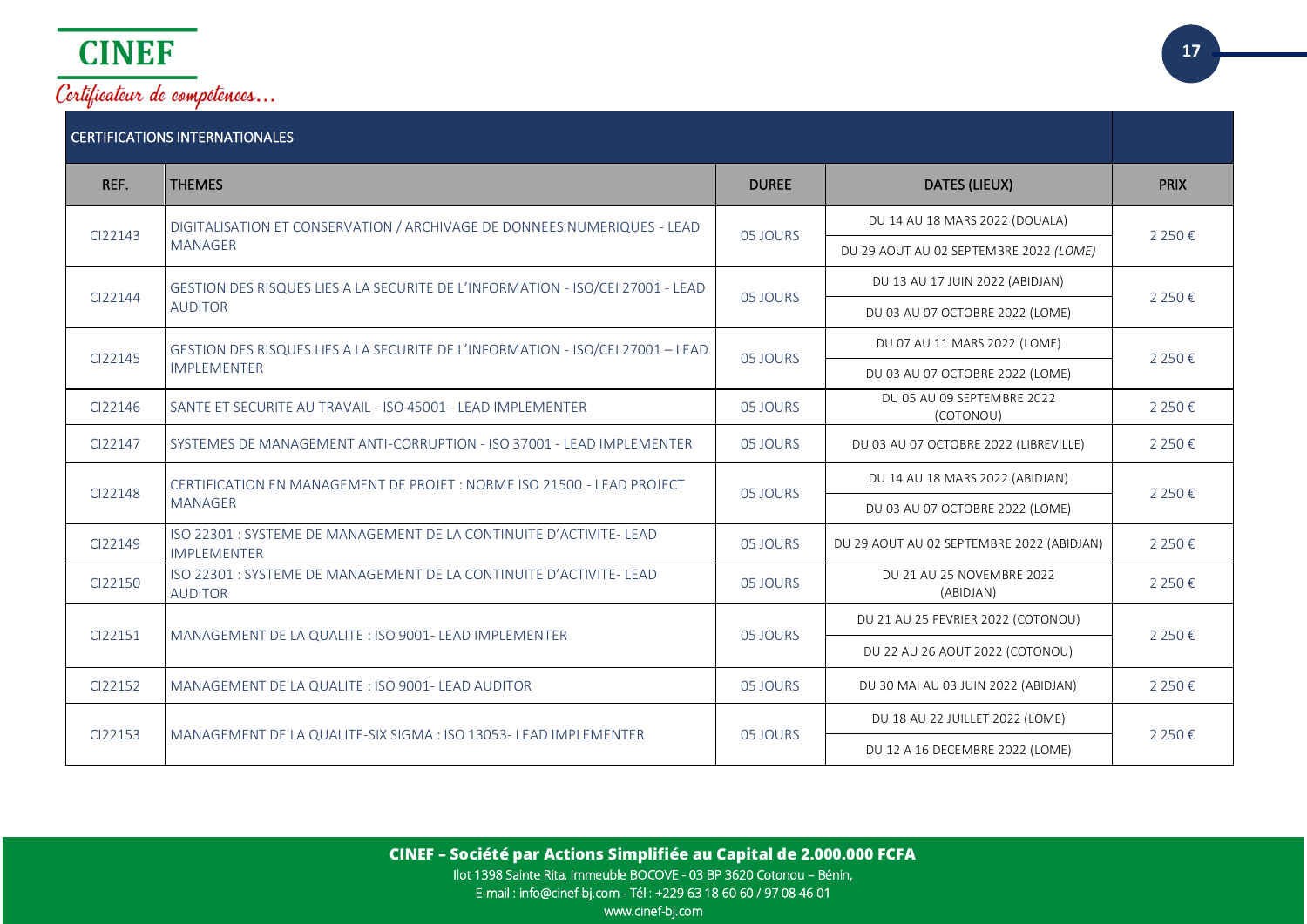CINEF

*Certificateur de compétences…*

| CERTIFICATIONS INTERNATIONALES | | | | |
|---|---|---|---|---|
| REF. | THEMES | DUREE | DATES (LIEUX) | PRIX |
| CI22143 | DIGITALISATION ET CONSERVATION / ARCHIVAGE DE DONNEES NUMERIQUES - LEAD MANAGER | 05 JOURS | DU 14 AU 18 MARS 2022 (DOUALA)<br>DU 29 AOUT AU 02 SEPTEMBRE 2022 *(LOME)* | 2 250 € |
| CI22144 | GESTION DES RISQUES LIES A LA SECURITE DE L'INFORMATION - ISO/CEI 27001 - LEAD AUDITOR | 05 JOURS | DU 13 AU 17 JUIN 2022 (ABIDJAN)<br>DU 03 AU 07 OCTOBRE 2022 (LOME) | 2 250 € |
| CI22145 | GESTION DES RISQUES LIES A LA SECURITE DE L'INFORMATION - ISO/CEI 27001 – LEAD IMPLEMENTER | 05 JOURS | DU 07 AU 11 MARS 2022 (LOME)<br>DU 03 AU 07 OCTOBRE 2022 (LOME) | 2 250 € |
| CI22146 | SANTE ET SECURITE AU TRAVAIL - ISO 45001 - LEAD IMPLEMENTER | 05 JOURS | DU 05 AU 09 SEPTEMBRE 2022 (COTONOU) | 2 250 € |
| CI22147 | SYSTEMES DE MANAGEMENT ANTI-CORRUPTION - ISO 37001 - LEAD IMPLEMENTER | 05 JOURS | DU 03 AU 07 OCTOBRE 2022 (LIBREVILLE) | 2 250 € |
| CI22148 | CERTIFICATION EN MANAGEMENT DE PROJET : NORME ISO 21500 - LEAD PROJECT MANAGER | 05 JOURS | DU 14 AU 18 MARS 2022 (ABIDJAN)<br>DU 03 AU 07 OCTOBRE 2022 (LOME) | 2 250 € |
| CI22149 | ISO 22301 : SYSTEME DE MANAGEMENT DE LA CONTINUITE D'ACTIVITE- LEAD IMPLEMENTER | 05 JOURS | DU 29 AOUT AU 02 SEPTEMBRE 2022 (ABIDJAN) | 2 250 € |
| CI22150 | ISO 22301 : SYSTEME DE MANAGEMENT DE LA CONTINUITE D'ACTIVITE- LEAD AUDITOR | 05 JOURS | DU 21 AU 25 NOVEMBRE 2022 (ABIDJAN) | 2 250 € |
| CI22151 | MANAGEMENT DE LA QUALITE : ISO 9001- LEAD IMPLEMENTER | 05 JOURS | DU 21 AU 25 FEVRIER 2022 (COTONOU)<br>DU 22 AU 26 AOUT 2022 (COTONOU) | 2 250 € |
| CI22152 | MANAGEMENT DE LA QUALITE : ISO 9001- LEAD AUDITOR | 05 JOURS | DU 30 MAI AU 03 JUIN 2022 (ABIDJAN) | 2 250 € |
| CI22153 | MANAGEMENT DE LA QUALITE-SIX SIGMA : ISO 13053- LEAD IMPLEMENTER | 05 JOURS | DU 18 AU 22 JUILLET 2022 (LOME)<br>DU 12 A 16 DECEMBRE 2022 (LOME) | 2 250 € |

**CINEF – Société par Actions Simplifiée au Capital de 2.000.000 FCFA**
Ilot 1398 Sainte Rita, Immeuble BOCOVE - 03 BP 3620 Cotonou – Bénin,
E-mail : info@cinef-bj.com - Tél : +229 63 18 60 60 / 97 08 46 01
www.cinef-bj.com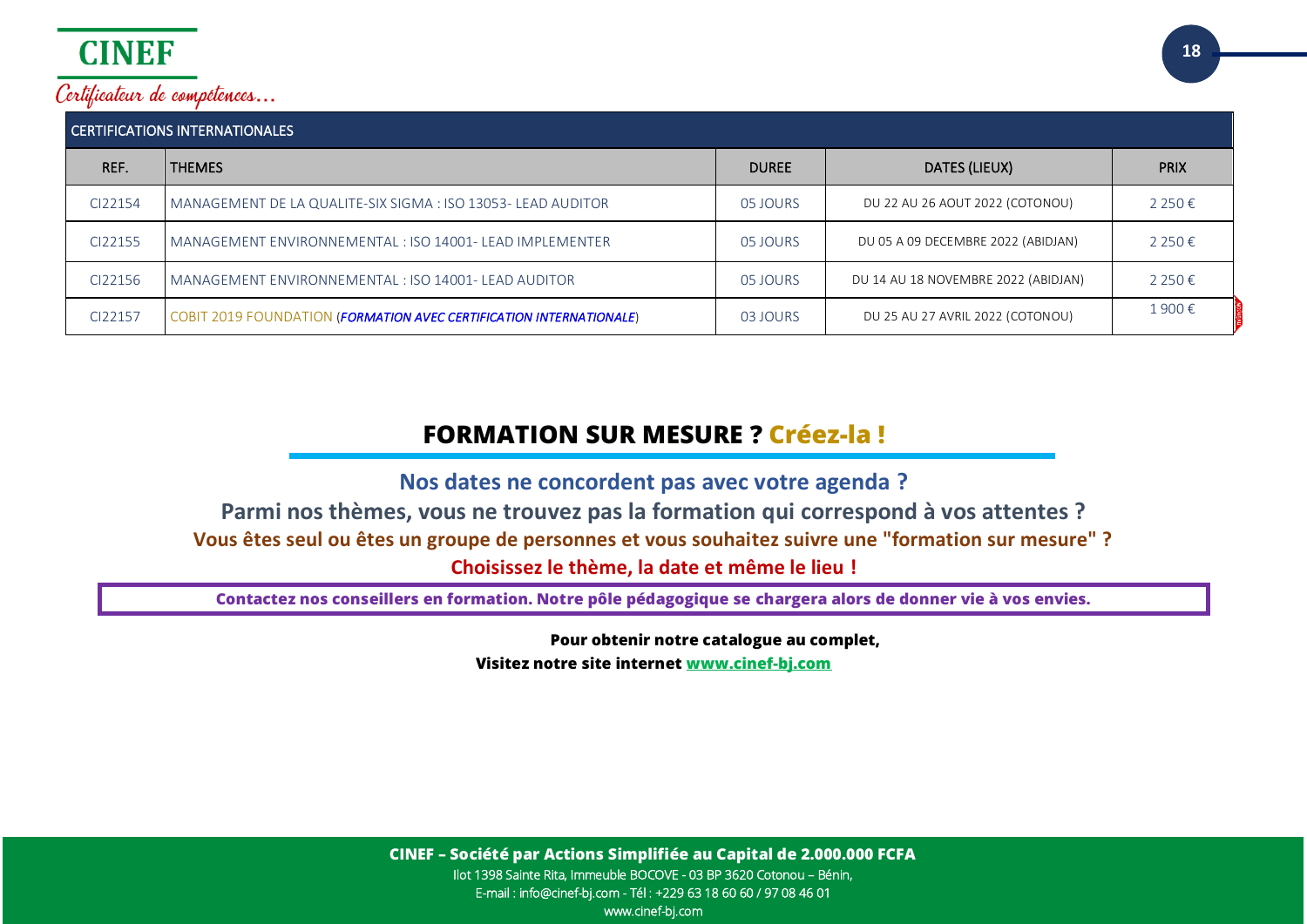| CERTIFICATIONS INTERNATIONALES | | | | |
|---|---|---|---|---|
| REF. | THEMES | DUREE | DATES (LIEUX) | PRIX |
| CI22154 | MANAGEMENT DE LA QUALITE-SIX SIGMA : ISO 13053- LEAD AUDITOR | 05 JOURS | DU 22 AU 26 AOUT 2022 (COTONOU) | 2 250 € |
| CI22155 | MANAGEMENT ENVIRONNEMENTAL : ISO 14001- LEAD IMPLEMENTER | 05 JOURS | DU 05 A 09 DECEMBRE 2022 (ABIDJAN) | 2 250 € |
| CI22156 | MANAGEMENT ENVIRONNEMENTAL : ISO 14001- LEAD AUDITOR | 05 JOURS | DU 14 AU 18 NOVEMBRE 2022 (ABIDJAN) | 2 250 € |
| CI22157 | COBIT 2019 FOUNDATION (*FORMATION AVEC CERTIFICATION INTERNATIONALE*) | 03 JOURS | DU 25 AU 27 AVRIL 2022 (COTONOU) | 1 900 € |

## FORMATION SUR MESURE ? Créez-la !

**Nos dates ne concordent pas avec votre agenda ?**

**Parmi nos thèmes, vous ne trouvez pas la formation qui correspond à vos attentes ?**

**Vous êtes seul ou êtes un groupe de personnes et vous souhaitez suivre une "formation sur mesure" ?**

**Choisissez le thème, la date et même le lieu !**

**Contactez nos conseillers en formation. Notre pôle pédagogique se chargera alors de donner vie à vos envies.**

**Pour obtenir notre catalogue au complet,**
**Visitez notre site internet [www.cinef-bj.com](http://www.cinef-bj.com)**

**CINEF – Société par Actions Simplifiée au Capital de 2.000.000 FCFA**
Ilot 1398 Sainte Rita, Immeuble BOCOVE - 03 BP 3620 Cotonou – Bénin,
E-mail : info@cinef-bj.com - Tél : +229 63 18 60 60 / 97 08 46 01
www.cinef-bj.com